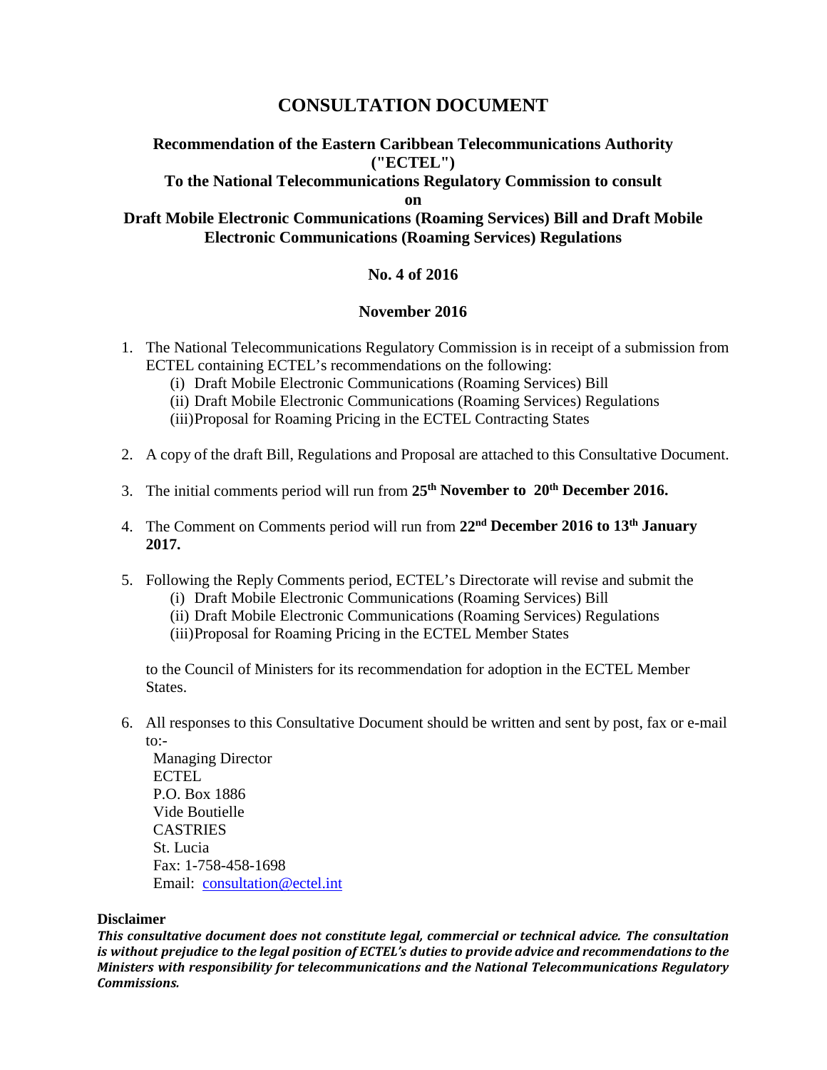# CONSULTATION DOCUMENT

**Recommendation of the Eastern Caribbean Telecommunications Authority ("ECTEL")**
**To the National Telecommunications Regulatory Commission to consult on**
**Draft Mobile Electronic Communications (Roaming Services) Bill and Draft Mobile Electronic Communications (Roaming Services) Regulations**

**No. 4 of 2016**

**November 2016**

1. The National Telecommunications Regulatory Commission is in receipt of a submission from ECTEL containing ECTEL's recommendations on the following:
   (i) Draft Mobile Electronic Communications (Roaming Services) Bill
   (ii) Draft Mobile Electronic Communications (Roaming Services) Regulations
   (iii) Proposal for Roaming Pricing in the ECTEL Contracting States

2. A copy of the draft Bill, Regulations and Proposal are attached to this Consultative Document.

3. The initial comments period will run from **25th November to 20th December 2016.**

4. The Comment on Comments period will run from **22nd December 2016 to 13th January 2017.**

5. Following the Reply Comments period, ECTEL's Directorate will revise and submit the
   (i) Draft Mobile Electronic Communications (Roaming Services) Bill
   (ii) Draft Mobile Electronic Communications (Roaming Services) Regulations
   (iii) Proposal for Roaming Pricing in the ECTEL Member States

   to the Council of Ministers for its recommendation for adoption in the ECTEL Member States.

6. All responses to this Consultative Document should be written and sent by post, fax or e-mail to:-
   Managing Director
   ECTEL
   P.O. Box 1886
   Vide Boutielle
   CASTRIES
   St. Lucia
   Fax: 1-758-458-1698
   Email: consultation@ectel.int

**Disclaimer**
***This consultative document does not constitute legal, commercial or technical advice. The consultation is without prejudice to the legal position of ECTEL's duties to provide advice and recommendations to the Ministers with responsibility for telecommunications and the National Telecommunications Regulatory Commissions.***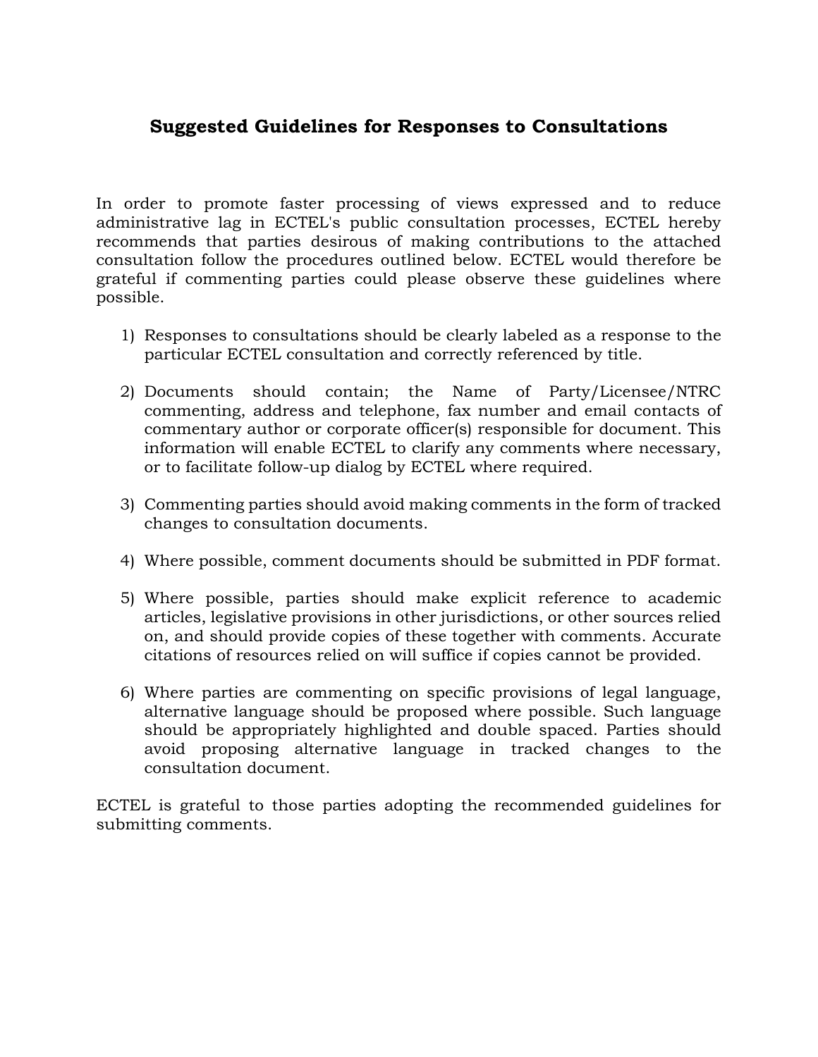## Suggested Guidelines for Responses to Consultations

In order to promote faster processing of views expressed and to reduce administrative lag in ECTEL's public consultation processes, ECTEL hereby recommends that parties desirous of making contributions to the attached consultation follow the procedures outlined below. ECTEL would therefore be grateful if commenting parties could please observe these guidelines where possible.

1) Responses to consultations should be clearly labeled as a response to the particular ECTEL consultation and correctly referenced by title.

2) Documents should contain; the Name of Party/Licensee/NTRC commenting, address and telephone, fax number and email contacts of commentary author or corporate officer(s) responsible for document. This information will enable ECTEL to clarify any comments where necessary, or to facilitate follow-up dialog by ECTEL where required.

3) Commenting parties should avoid making comments in the form of tracked changes to consultation documents.

4) Where possible, comment documents should be submitted in PDF format.

5) Where possible, parties should make explicit reference to academic articles, legislative provisions in other jurisdictions, or other sources relied on, and should provide copies of these together with comments. Accurate citations of resources relied on will suffice if copies cannot be provided.

6) Where parties are commenting on specific provisions of legal language, alternative language should be proposed where possible. Such language should be appropriately highlighted and double spaced. Parties should avoid proposing alternative language in tracked changes to the consultation document.

ECTEL is grateful to those parties adopting the recommended guidelines for submitting comments.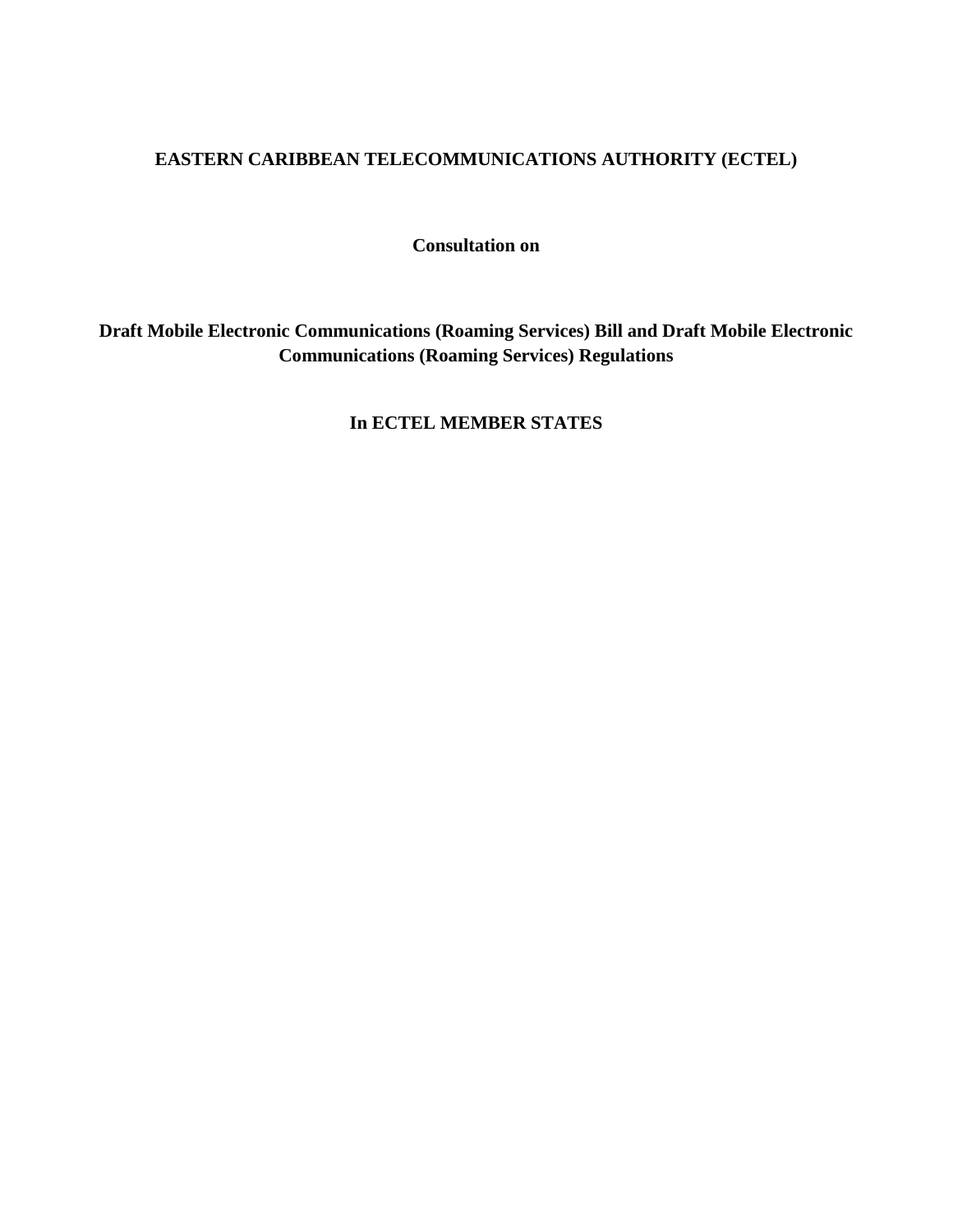# EASTERN CARIBBEAN TELECOMMUNICATIONS AUTHORITY (ECTEL)

**Consultation on**

**Draft Mobile Electronic Communications (Roaming Services) Bill and Draft Mobile Electronic Communications (Roaming Services) Regulations**

**In ECTEL MEMBER STATES**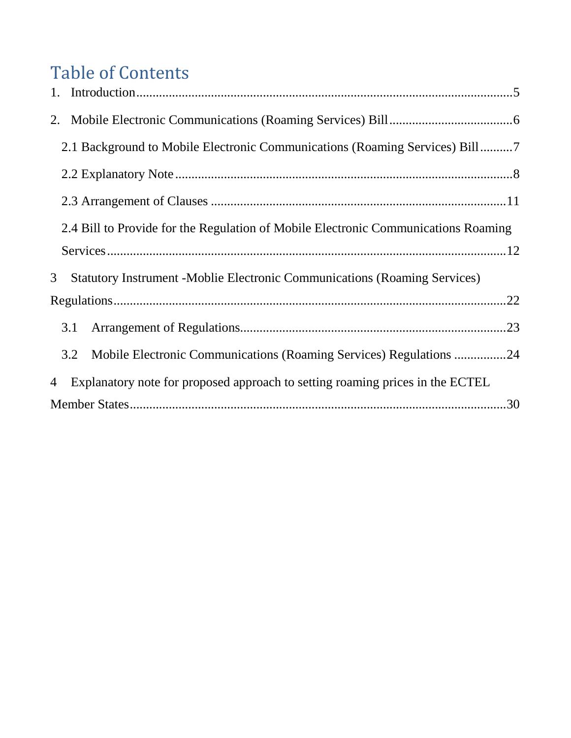# Table of Contents

1. Introduction....................................................................................................................5

2. Mobile Electronic Communications (Roaming Services) Bill......................................6

   2.1 Background to Mobile Electronic Communications (Roaming Services) Bill..........7

   2.2 Explanatory Note.......................................................................................................8

   2.3 Arrangement of Clauses ..........................................................................................11

   2.4 Bill to Provide for the Regulation of Mobile Electronic Communications Roaming Services............................................................................................................................12

3 Statutory Instrument -Moblie Electronic Communications (Roaming Services) Regulations........................................................................................................................22

   3.1 Arrangement of Regulations.................................................................................23

   3.2 Mobile Electronic Communications (Roaming Services) Regulations ................24

4 Explanatory note for proposed approach to setting roaming prices in the ECTEL Member States...................................................................................................................30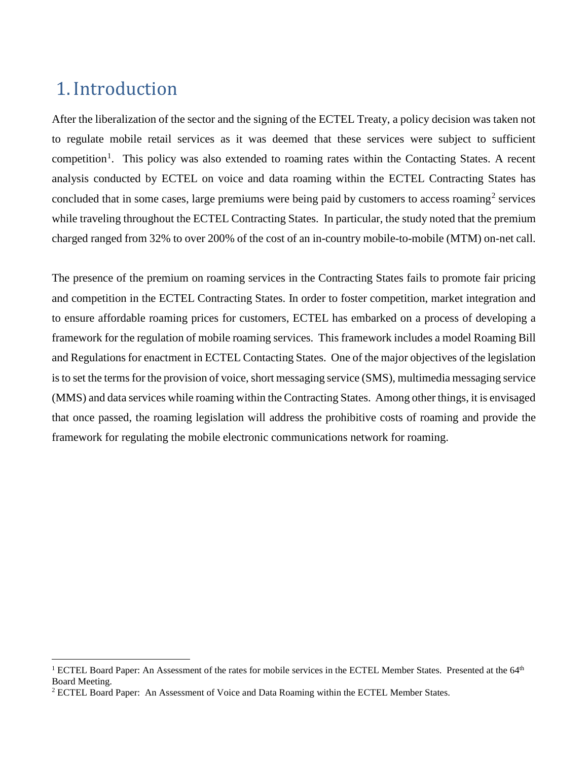# 1. Introduction

After the liberalization of the sector and the signing of the ECTEL Treaty, a policy decision was taken not to regulate mobile retail services as it was deemed that these services were subject to sufficient competition[1]. This policy was also extended to roaming rates within the Contacting States. A recent analysis conducted by ECTEL on voice and data roaming within the ECTEL Contracting States has concluded that in some cases, large premiums were being paid by customers to access roaming[2] services while traveling throughout the ECTEL Contracting States. In particular, the study noted that the premium charged ranged from 32% to over 200% of the cost of an in-country mobile-to-mobile (MTM) on-net call.

The presence of the premium on roaming services in the Contracting States fails to promote fair pricing and competition in the ECTEL Contracting States. In order to foster competition, market integration and to ensure affordable roaming prices for customers, ECTEL has embarked on a process of developing a framework for the regulation of mobile roaming services. This framework includes a model Roaming Bill and Regulations for enactment in ECTEL Contacting States. One of the major objectives of the legislation is to set the terms for the provision of voice, short messaging service (SMS), multimedia messaging service (MMS) and data services while roaming within the Contracting States. Among other things, it is envisaged that once passed, the roaming legislation will address the prohibitive costs of roaming and provide the framework for regulating the mobile electronic communications network for roaming.

---

[1] ECTEL Board Paper: An Assessment of the rates for mobile services in the ECTEL Member States. Presented at the 64th Board Meeting.

[2] ECTEL Board Paper: An Assessment of Voice and Data Roaming within the ECTEL Member States.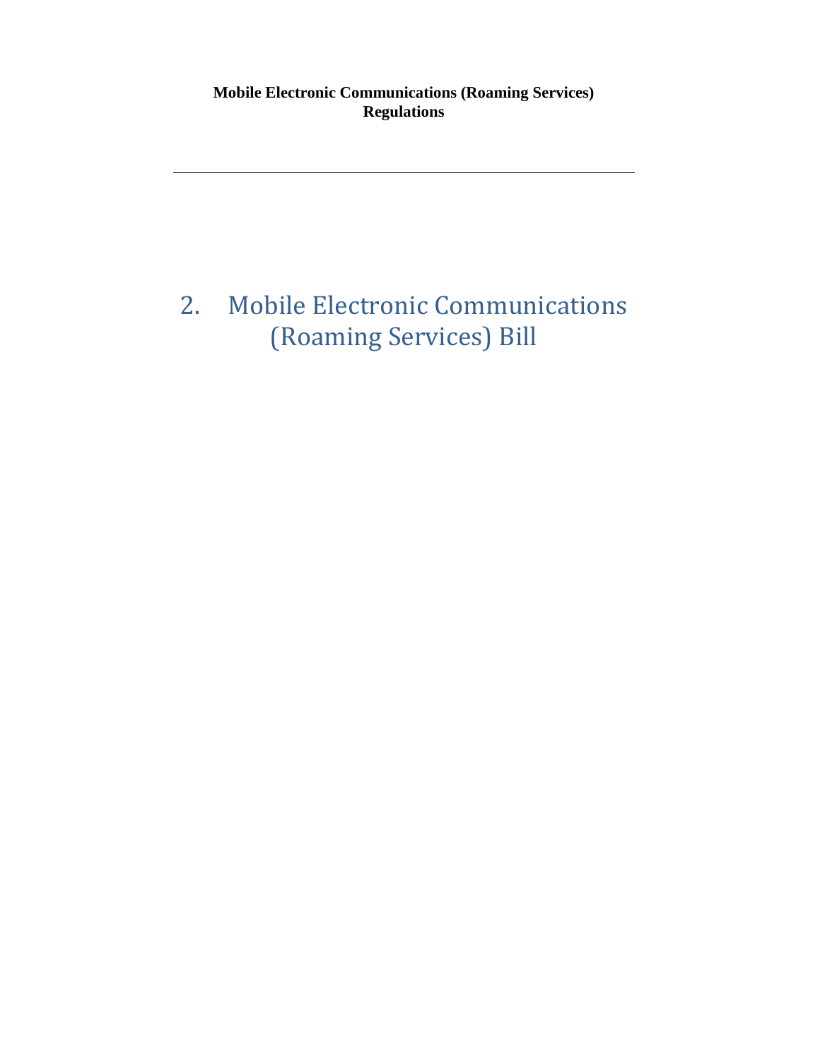# 2. Mobile Electronic Communications (Roaming Services) Bill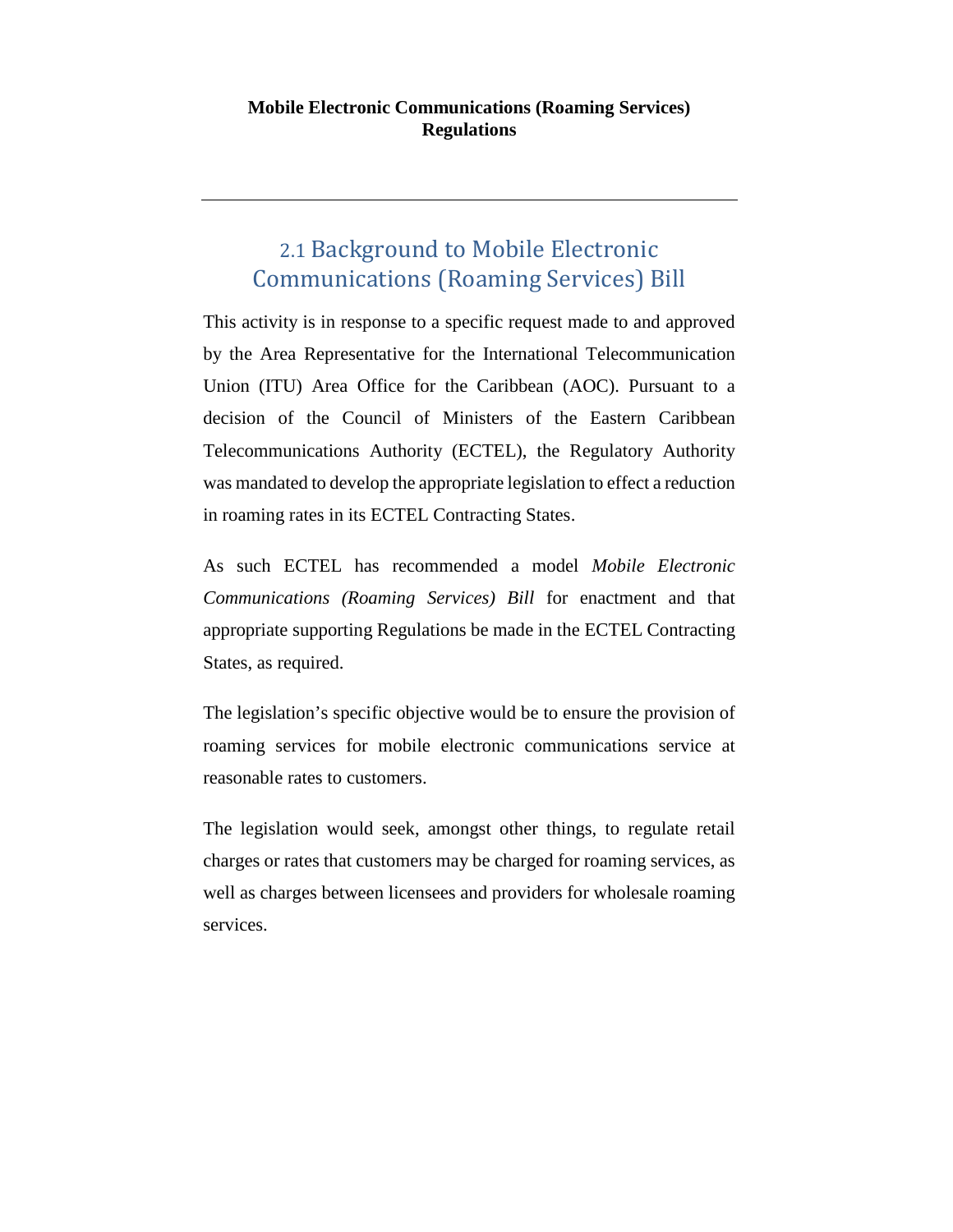## 2.1 Background to Mobile Electronic Communications (Roaming Services) Bill

This activity is in response to a specific request made to and approved by the Area Representative for the International Telecommunication Union (ITU) Area Office for the Caribbean (AOC). Pursuant to a decision of the Council of Ministers of the Eastern Caribbean Telecommunications Authority (ECTEL), the Regulatory Authority was mandated to develop the appropriate legislation to effect a reduction in roaming rates in its ECTEL Contracting States.

As such ECTEL has recommended a model *Mobile Electronic Communications (Roaming Services) Bill* for enactment and that appropriate supporting Regulations be made in the ECTEL Contracting States, as required.

The legislation's specific objective would be to ensure the provision of roaming services for mobile electronic communications service at reasonable rates to customers.

The legislation would seek, amongst other things, to regulate retail charges or rates that customers may be charged for roaming services, as well as charges between licensees and providers for wholesale roaming services.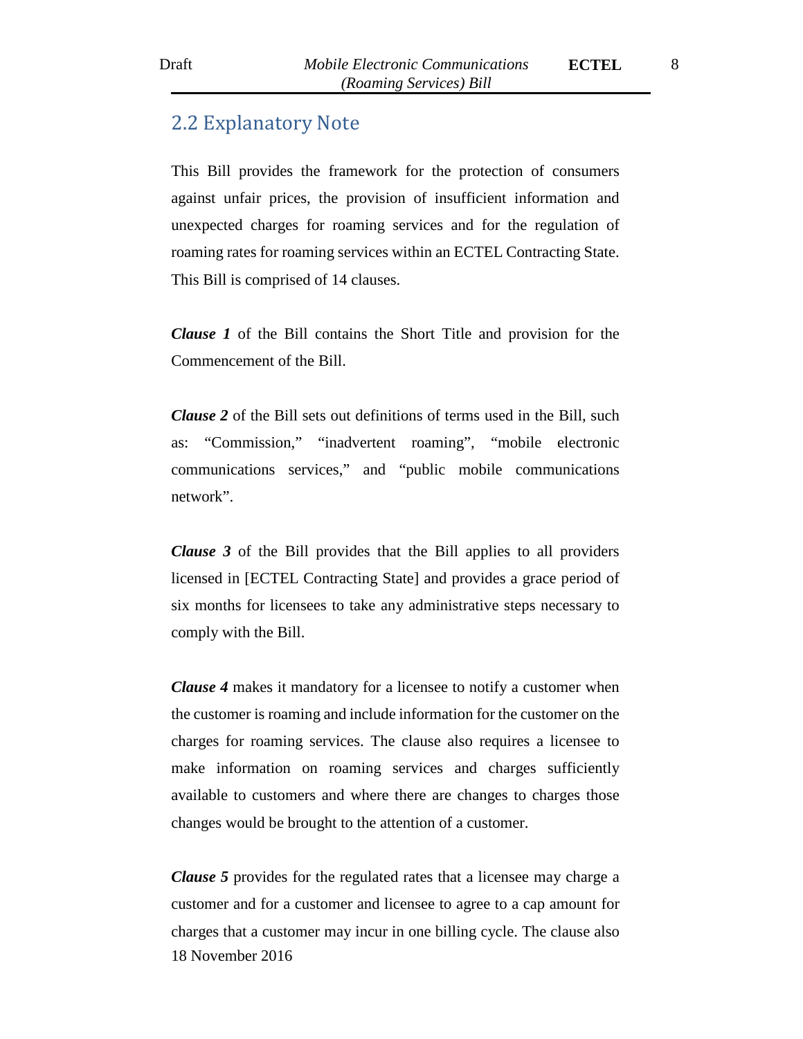## 2.2 Explanatory Note

This Bill provides the framework for the protection of consumers against unfair prices, the provision of insufficient information and unexpected charges for roaming services and for the regulation of roaming rates for roaming services within an ECTEL Contracting State. This Bill is comprised of 14 clauses.

***Clause 1*** of the Bill contains the Short Title and provision for the Commencement of the Bill.

***Clause 2*** of the Bill sets out definitions of terms used in the Bill, such as: "Commission," "inadvertent roaming", "mobile electronic communications services," and "public mobile communications network".

***Clause 3*** of the Bill provides that the Bill applies to all providers licensed in [ECTEL Contracting State] and provides a grace period of six months for licensees to take any administrative steps necessary to comply with the Bill.

***Clause 4*** makes it mandatory for a licensee to notify a customer when the customer is roaming and include information for the customer on the charges for roaming services. The clause also requires a licensee to make information on roaming services and charges sufficiently available to customers and where there are changes to charges those changes would be brought to the attention of a customer.

***Clause 5*** provides for the regulated rates that a licensee may charge a customer and for a customer and licensee to agree to a cap amount for charges that a customer may incur in one billing cycle. The clause also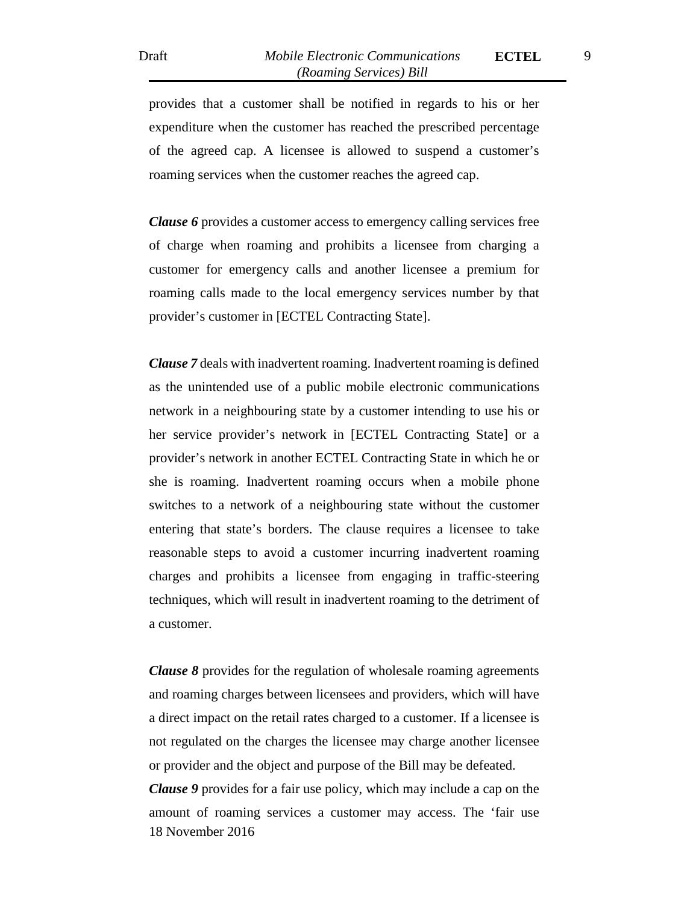provides that a customer shall be notified in regards to his or her expenditure when the customer has reached the prescribed percentage of the agreed cap. A licensee is allowed to suspend a customer's roaming services when the customer reaches the agreed cap.

***Clause 6*** provides a customer access to emergency calling services free of charge when roaming and prohibits a licensee from charging a customer for emergency calls and another licensee a premium for roaming calls made to the local emergency services number by that provider's customer in [ECTEL Contracting State].

***Clause 7*** deals with inadvertent roaming. Inadvertent roaming is defined as the unintended use of a public mobile electronic communications network in a neighbouring state by a customer intending to use his or her service provider's network in [ECTEL Contracting State] or a provider's network in another ECTEL Contracting State in which he or she is roaming. Inadvertent roaming occurs when a mobile phone switches to a network of a neighbouring state without the customer entering that state's borders. The clause requires a licensee to take reasonable steps to avoid a customer incurring inadvertent roaming charges and prohibits a licensee from engaging in traffic-steering techniques, which will result in inadvertent roaming to the detriment of a customer.

***Clause 8*** provides for the regulation of wholesale roaming agreements and roaming charges between licensees and providers, which will have a direct impact on the retail rates charged to a customer. If a licensee is not regulated on the charges the licensee may charge another licensee or provider and the object and purpose of the Bill may be defeated.

***Clause 9*** provides for a fair use policy, which may include a cap on the amount of roaming services a customer may access. The 'fair use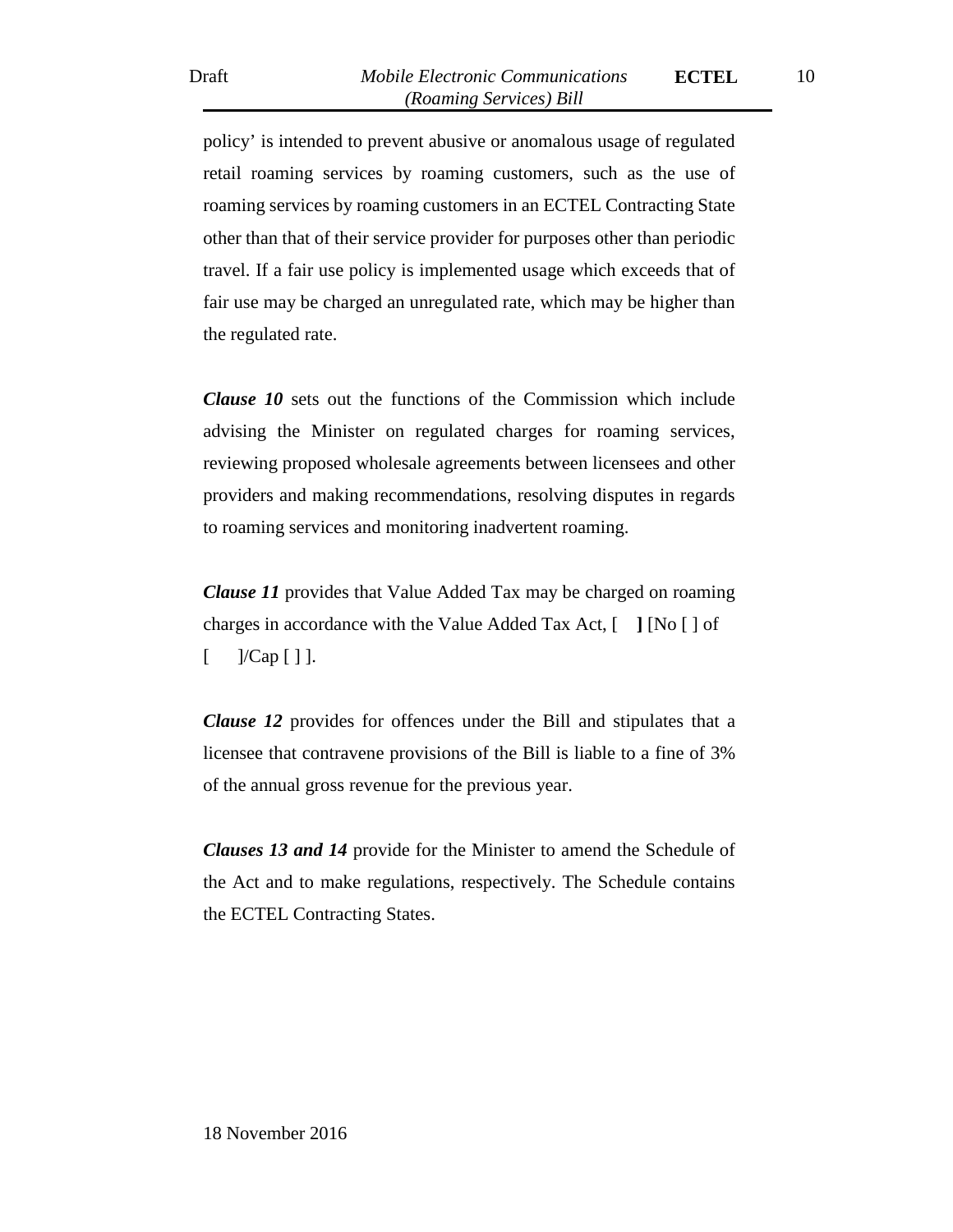policy' is intended to prevent abusive or anomalous usage of regulated retail roaming services by roaming customers, such as the use of roaming services by roaming customers in an ECTEL Contracting State other than that of their service provider for purposes other than periodic travel. If a fair use policy is implemented usage which exceeds that of fair use may be charged an unregulated rate, which may be higher than the regulated rate.

***Clause 10*** sets out the functions of the Commission which include advising the Minister on regulated charges for roaming services, reviewing proposed wholesale agreements between licensees and other providers and making recommendations, resolving disputes in regards to roaming services and monitoring inadvertent roaming.

***Clause 11*** provides that Value Added Tax may be charged on roaming charges in accordance with the Value Added Tax Act, [ **]** [No [ ] of [ ]/Cap [ ] ].

***Clause 12*** provides for offences under the Bill and stipulates that a licensee that contravene provisions of the Bill is liable to a fine of 3% of the annual gross revenue for the previous year.

***Clauses 13 and 14*** provide for the Minister to amend the Schedule of the Act and to make regulations, respectively. The Schedule contains the ECTEL Contracting States.

18 November 2016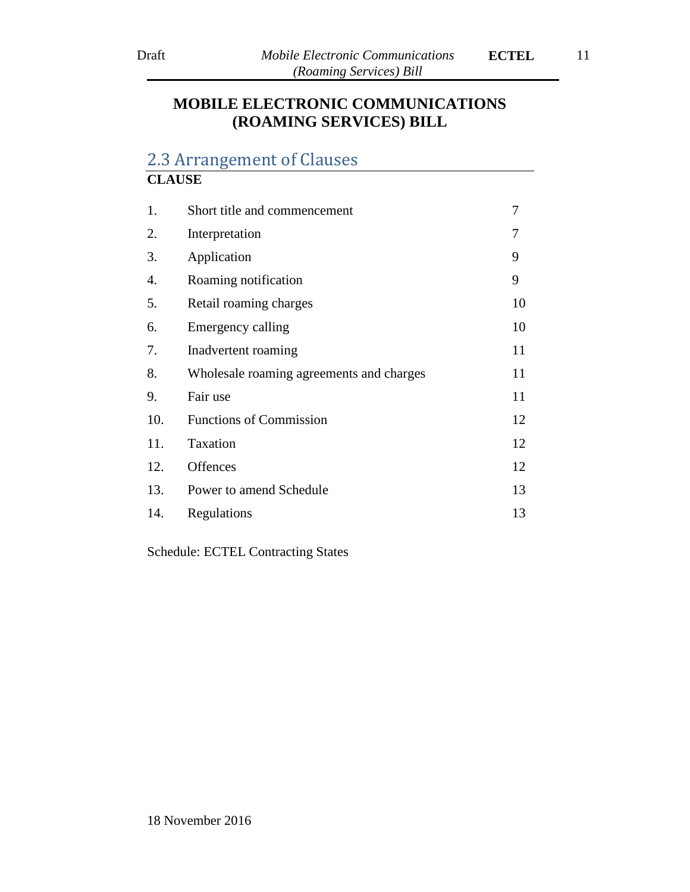# MOBILE ELECTRONIC COMMUNICATIONS (ROAMING SERVICES) BILL

## 2.3 Arrangement of Clauses

**CLAUSE**

| | | |
|---|---|---|
| 1. | Short title and commencement | 7 |
| 2. | Interpretation | 7 |
| 3. | Application | 9 |
| 4. | Roaming notification | 9 |
| 5. | Retail roaming charges | 10 |
| 6. | Emergency calling | 10 |
| 7. | Inadvertent roaming | 11 |
| 8. | Wholesale roaming agreements and charges | 11 |
| 9. | Fair use | 11 |
| 10. | Functions of Commission | 12 |
| 11. | Taxation | 12 |
| 12. | Offences | 12 |
| 13. | Power to amend Schedule | 13 |
| 14. | Regulations | 13 |

Schedule: ECTEL Contracting States

18 November 2016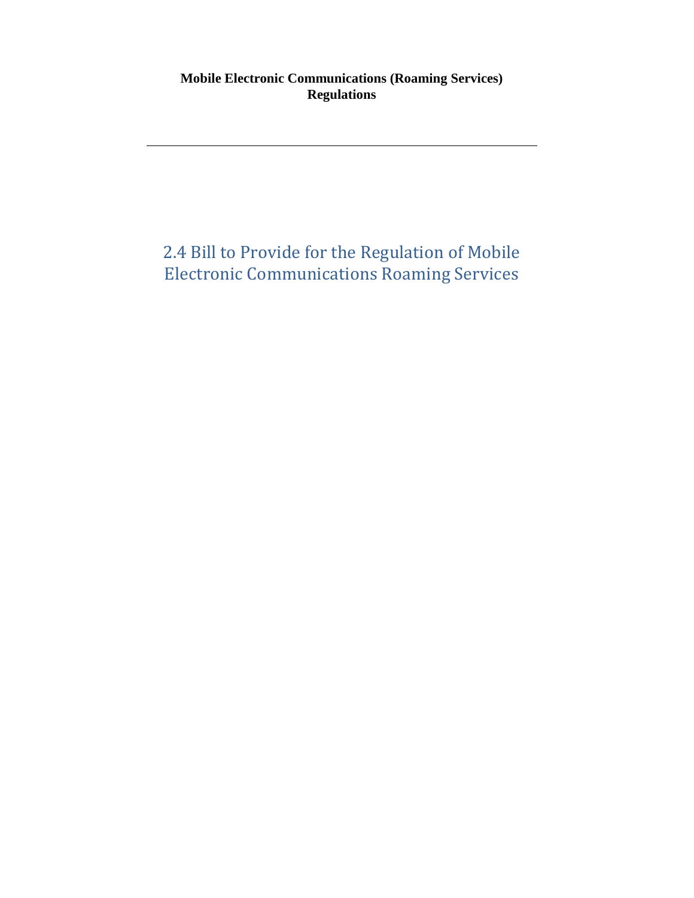## 2.4 Bill to Provide for the Regulation of Mobile Electronic Communications Roaming Services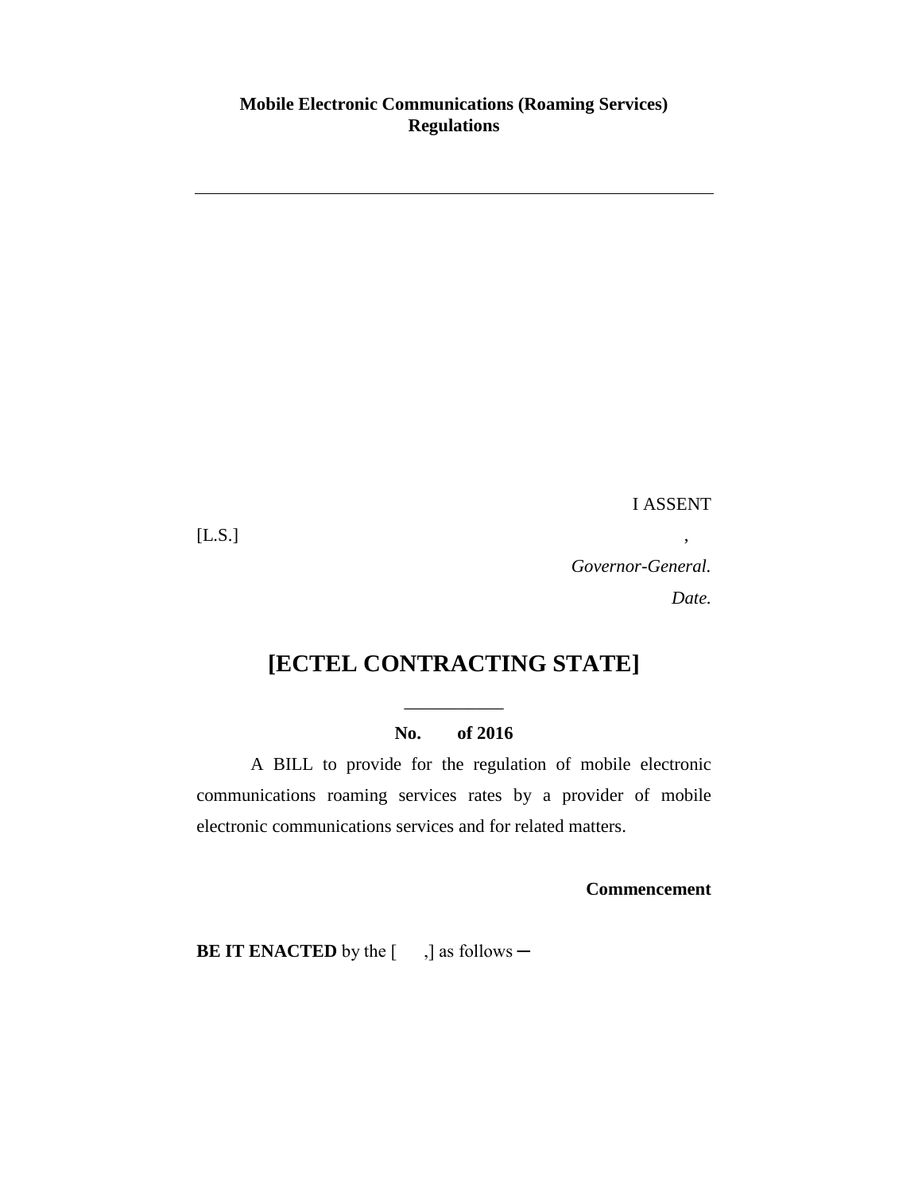**Mobile Electronic Communications (Roaming Services) Regulations**

---

I ASSENT

[L.S.] ,

*Governor-General.*

*Date.*

# [ECTEL CONTRACTING STATE]

---

**No. of 2016**

A BILL to provide for the regulation of mobile electronic communications roaming services rates by a provider of mobile electronic communications services and for related matters.

**Commencement**

**BE IT ENACTED** by the [ ,] as follows ─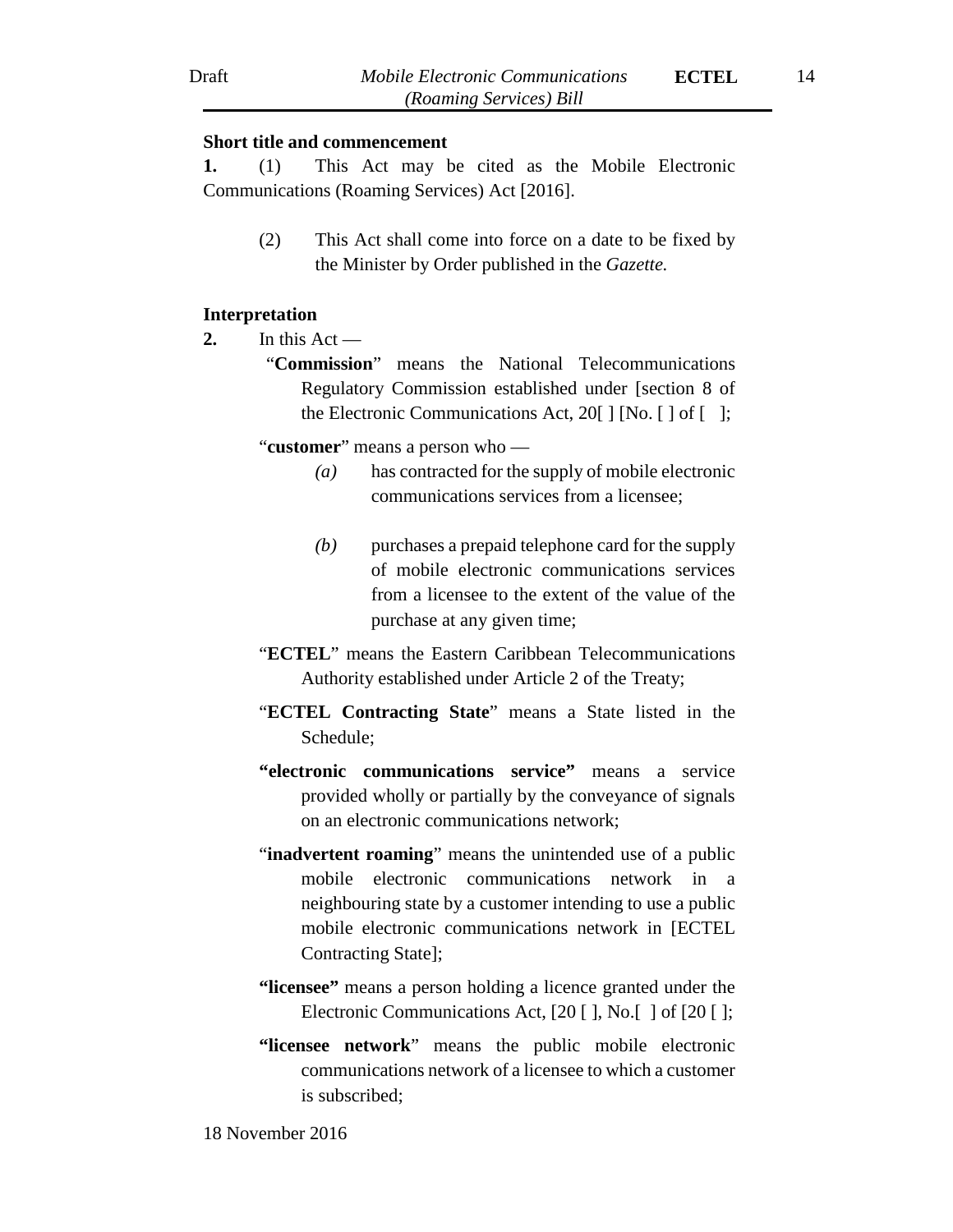**Short title and commencement**

**1.** (1) This Act may be cited as the Mobile Electronic Communications (Roaming Services) Act [2016].

(2) This Act shall come into force on a date to be fixed by the Minister by Order published in the *Gazette.*

**Interpretation**

**2.** In this Act —

"**Commission**" means the National Telecommunications Regulatory Commission established under [section 8 of the Electronic Communications Act, 20[ ] [No. [ ] of [ ];

"**customer**" means a person who —

*(a)* has contracted for the supply of mobile electronic communications services from a licensee;

*(b)* purchases a prepaid telephone card for the supply of mobile electronic communications services from a licensee to the extent of the value of the purchase at any given time;

"**ECTEL**" means the Eastern Caribbean Telecommunications Authority established under Article 2 of the Treaty;

"**ECTEL Contracting State**" means a State listed in the Schedule;

**"electronic communications service"** means a service provided wholly or partially by the conveyance of signals on an electronic communications network;

"**inadvertent roaming**" means the unintended use of a public mobile electronic communications network in a neighbouring state by a customer intending to use a public mobile electronic communications network in [ECTEL Contracting State];

**"licensee"** means a person holding a licence granted under the Electronic Communications Act, [20 [ ], No.[ ] of [20 [ ];

**"licensee network**" means the public mobile electronic communications network of a licensee to which a customer is subscribed;

18 November 2016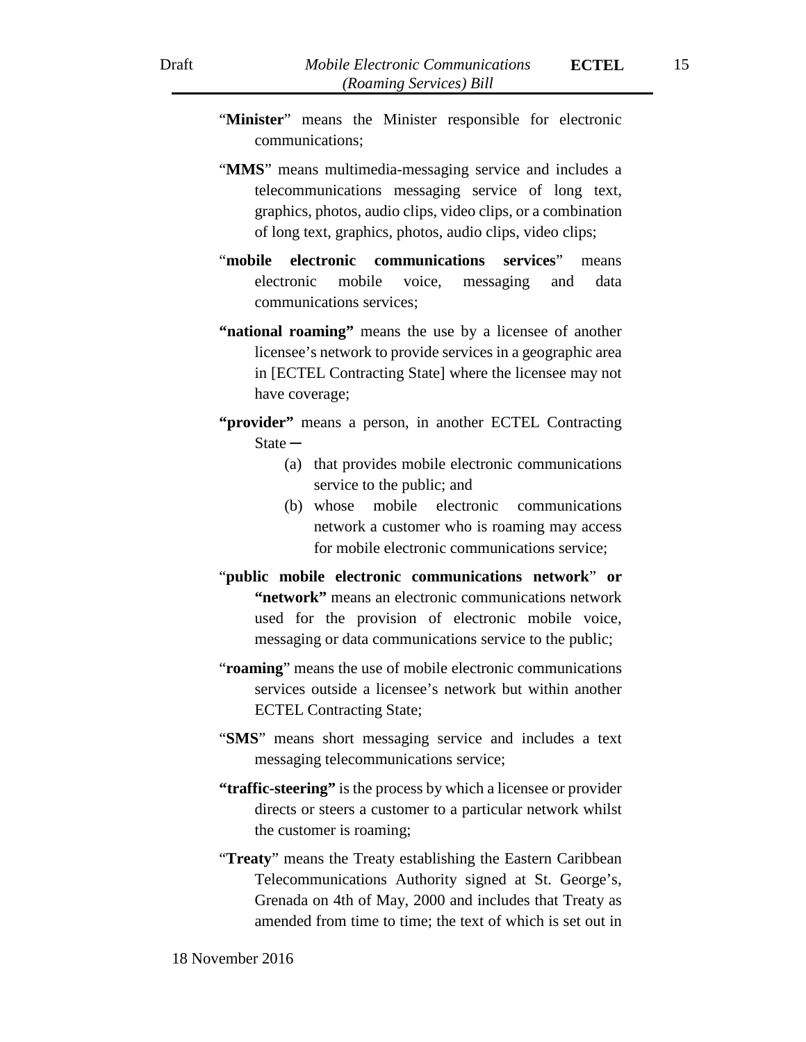"**Minister**" means the Minister responsible for electronic communications;

"**MMS**" means multimedia-messaging service and includes a telecommunications messaging service of long text, graphics, photos, audio clips, video clips, or a combination of long text, graphics, photos, audio clips, video clips;

"**mobile electronic communications services**" means electronic mobile voice, messaging and data communications services;

**"national roaming"** means the use by a licensee of another licensee's network to provide services in a geographic area in [ECTEL Contracting State] where the licensee may not have coverage;

**"provider"** means a person, in another ECTEL Contracting State ─

(a) that provides mobile electronic communications service to the public; and

(b) whose mobile electronic communications network a customer who is roaming may access for mobile electronic communications service;

"**public mobile electronic communications network**" **or "network"** means an electronic communications network used for the provision of electronic mobile voice, messaging or data communications service to the public;

"**roaming**" means the use of mobile electronic communications services outside a licensee's network but within another ECTEL Contracting State;

"**SMS**" means short messaging service and includes a text messaging telecommunications service;

**"traffic-steering"** is the process by which a licensee or provider directs or steers a customer to a particular network whilst the customer is roaming;

"**Treaty**" means the Treaty establishing the Eastern Caribbean Telecommunications Authority signed at St. George's, Grenada on 4th of May, 2000 and includes that Treaty as amended from time to time; the text of which is set out in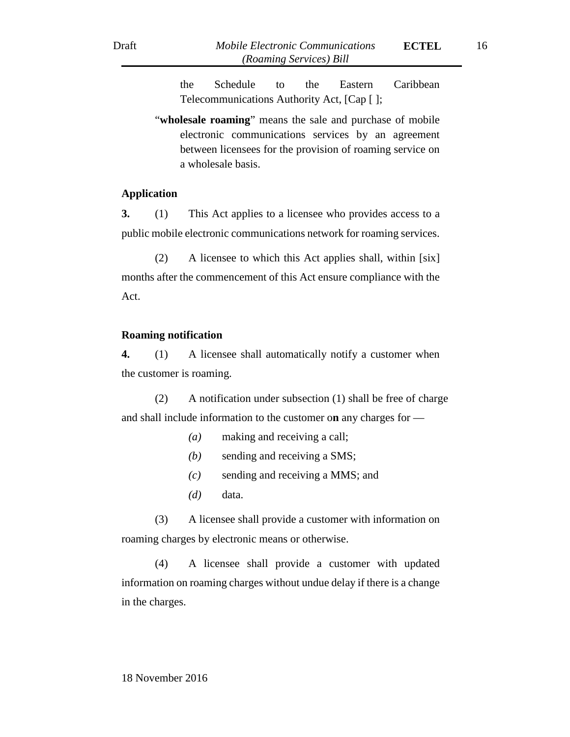the Schedule to the Eastern Caribbean Telecommunications Authority Act, [Cap [ ];

"**wholesale roaming**" means the sale and purchase of mobile electronic communications services by an agreement between licensees for the provision of roaming service on a wholesale basis.

**Application**

**3.** (1) This Act applies to a licensee who provides access to a public mobile electronic communications network for roaming services.

(2) A licensee to which this Act applies shall, within [six] months after the commencement of this Act ensure compliance with the Act.

**Roaming notification**

**4.** (1) A licensee shall automatically notify a customer when the customer is roaming.

(2) A notification under subsection (1) shall be free of charge and shall include information to the customer on any charges for —

*(a)* making and receiving a call;

*(b)* sending and receiving a SMS;

*(c)* sending and receiving a MMS; and

*(d)* data.

(3) A licensee shall provide a customer with information on roaming charges by electronic means or otherwise.

(4) A licensee shall provide a customer with updated information on roaming charges without undue delay if there is a change in the charges.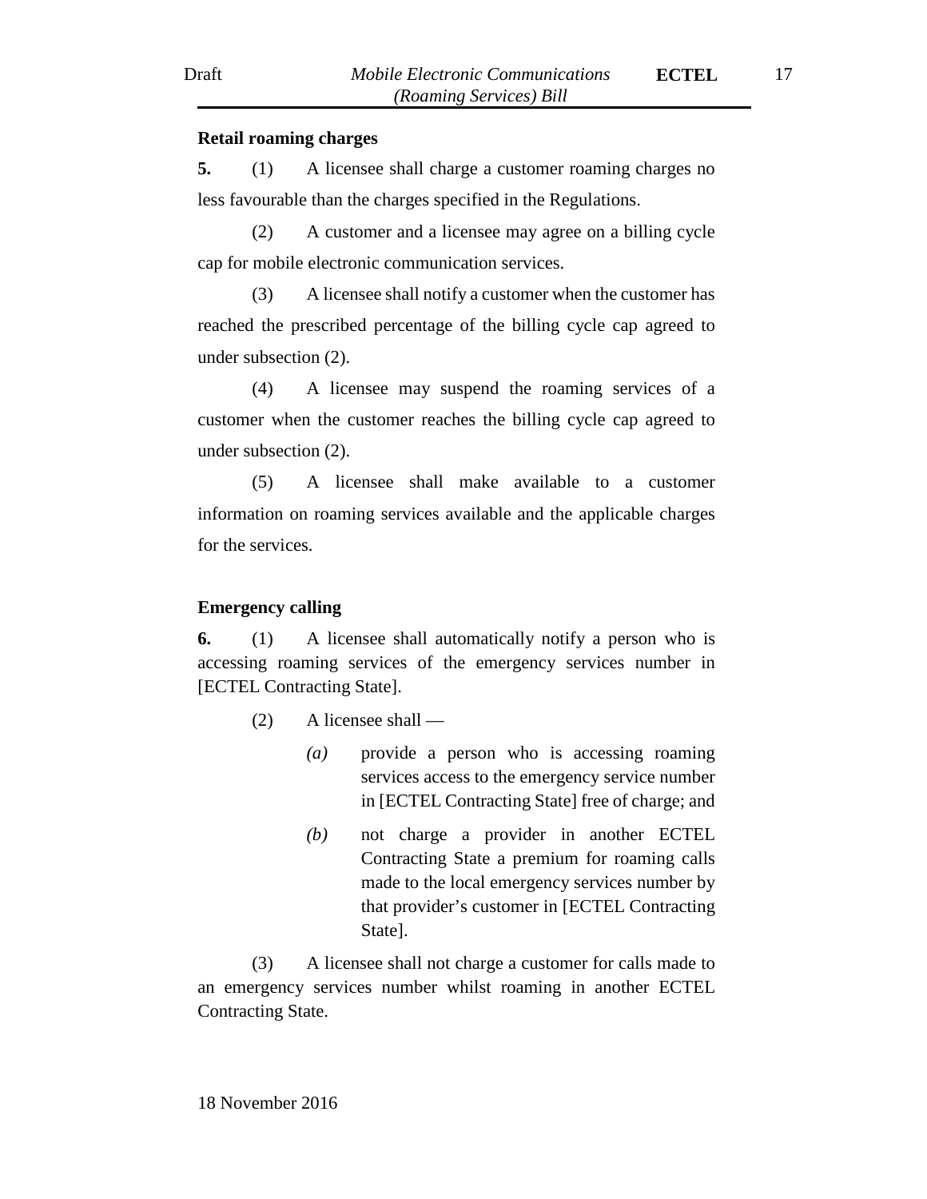**Retail roaming charges**

**5.** (1) A licensee shall charge a customer roaming charges no less favourable than the charges specified in the Regulations.

(2) A customer and a licensee may agree on a billing cycle cap for mobile electronic communication services.

(3) A licensee shall notify a customer when the customer has reached the prescribed percentage of the billing cycle cap agreed to under subsection (2).

(4) A licensee may suspend the roaming services of a customer when the customer reaches the billing cycle cap agreed to under subsection (2).

(5) A licensee shall make available to a customer information on roaming services available and the applicable charges for the services.

**Emergency calling**

**6.** (1) A licensee shall automatically notify a person who is accessing roaming services of the emergency services number in [ECTEL Contracting State].

(2) A licensee shall —

*(a)* provide a person who is accessing roaming services access to the emergency service number in [ECTEL Contracting State] free of charge; and

*(b)* not charge a provider in another ECTEL Contracting State a premium for roaming calls made to the local emergency services number by that provider's customer in [ECTEL Contracting State].

(3) A licensee shall not charge a customer for calls made to an emergency services number whilst roaming in another ECTEL Contracting State.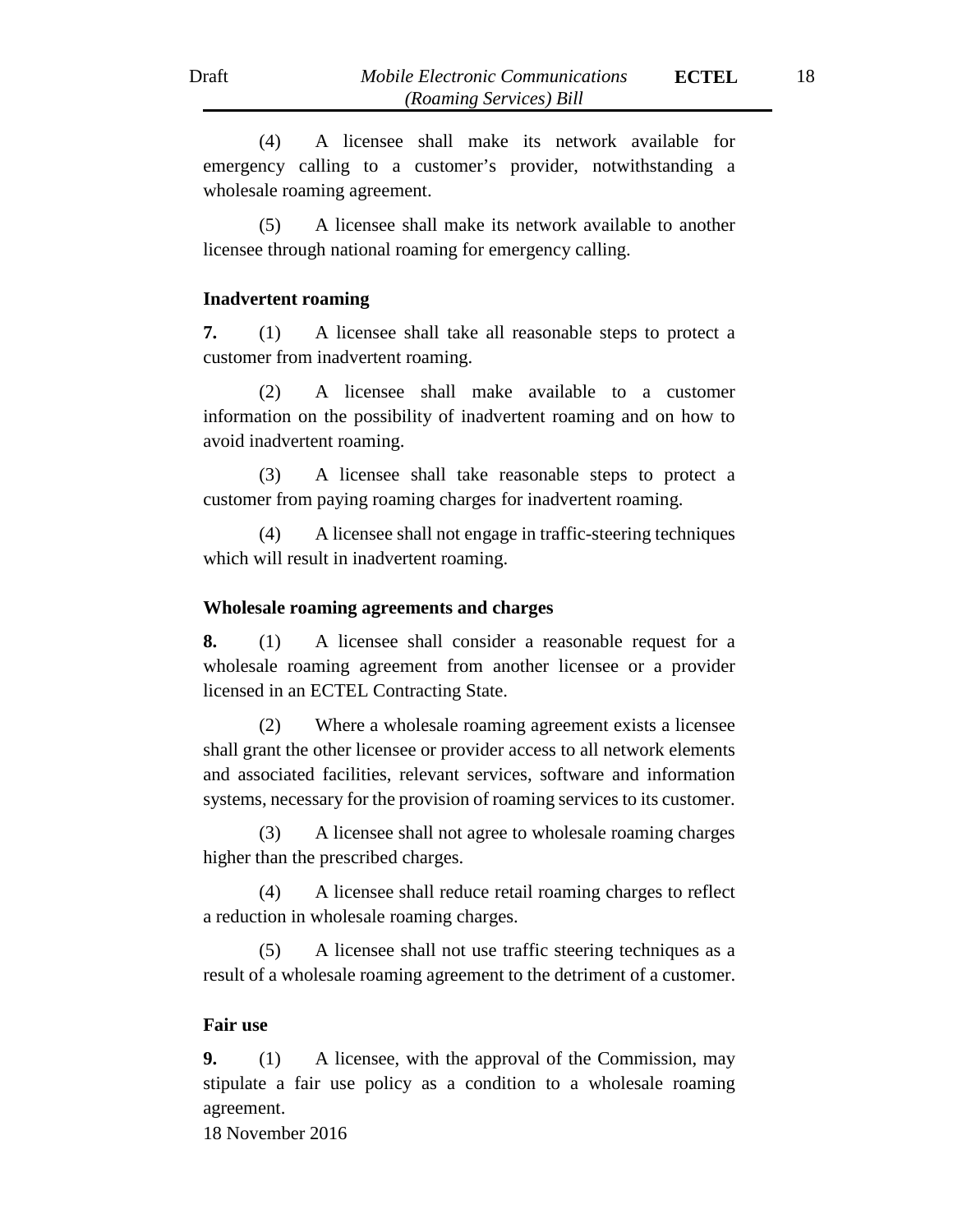(4) A licensee shall make its network available for emergency calling to a customer's provider, notwithstanding a wholesale roaming agreement.

(5) A licensee shall make its network available to another licensee through national roaming for emergency calling.

**Inadvertent roaming**

**7.** (1) A licensee shall take all reasonable steps to protect a customer from inadvertent roaming.

(2) A licensee shall make available to a customer information on the possibility of inadvertent roaming and on how to avoid inadvertent roaming.

(3) A licensee shall take reasonable steps to protect a customer from paying roaming charges for inadvertent roaming.

(4) A licensee shall not engage in traffic-steering techniques which will result in inadvertent roaming.

**Wholesale roaming agreements and charges**

**8.** (1) A licensee shall consider a reasonable request for a wholesale roaming agreement from another licensee or a provider licensed in an ECTEL Contracting State.

(2) Where a wholesale roaming agreement exists a licensee shall grant the other licensee or provider access to all network elements and associated facilities, relevant services, software and information systems, necessary for the provision of roaming services to its customer.

(3) A licensee shall not agree to wholesale roaming charges higher than the prescribed charges.

(4) A licensee shall reduce retail roaming charges to reflect a reduction in wholesale roaming charges.

(5) A licensee shall not use traffic steering techniques as a result of a wholesale roaming agreement to the detriment of a customer.

**Fair use**

**9.** (1) A licensee, with the approval of the Commission, may stipulate a fair use policy as a condition to a wholesale roaming agreement.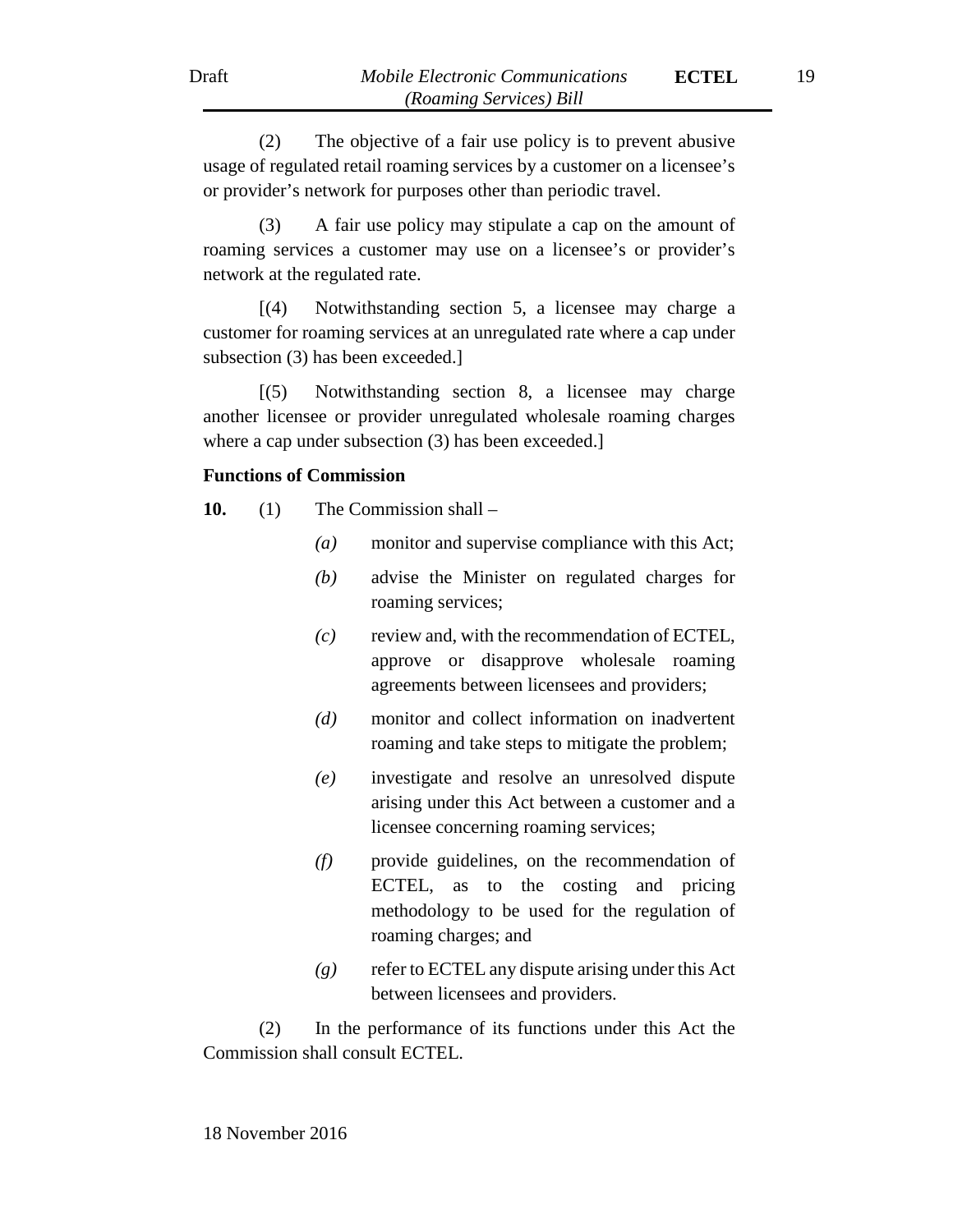(2) The objective of a fair use policy is to prevent abusive usage of regulated retail roaming services by a customer on a licensee's or provider's network for purposes other than periodic travel.

(3) A fair use policy may stipulate a cap on the amount of roaming services a customer may use on a licensee's or provider's network at the regulated rate.

[(4) Notwithstanding section 5, a licensee may charge a customer for roaming services at an unregulated rate where a cap under subsection (3) has been exceeded.]

[(5) Notwithstanding section 8, a licensee may charge another licensee or provider unregulated wholesale roaming charges where a cap under subsection (3) has been exceeded.]

**Functions of Commission**

**10.** (1) The Commission shall –

*(a)* monitor and supervise compliance with this Act;

*(b)* advise the Minister on regulated charges for roaming services;

*(c)* review and, with the recommendation of ECTEL, approve or disapprove wholesale roaming agreements between licensees and providers;

*(d)* monitor and collect information on inadvertent roaming and take steps to mitigate the problem;

*(e)* investigate and resolve an unresolved dispute arising under this Act between a customer and a licensee concerning roaming services;

*(f)* provide guidelines, on the recommendation of ECTEL, as to the costing and pricing methodology to be used for the regulation of roaming charges; and

*(g)* refer to ECTEL any dispute arising under this Act between licensees and providers.

(2) In the performance of its functions under this Act the Commission shall consult ECTEL.

18 November 2016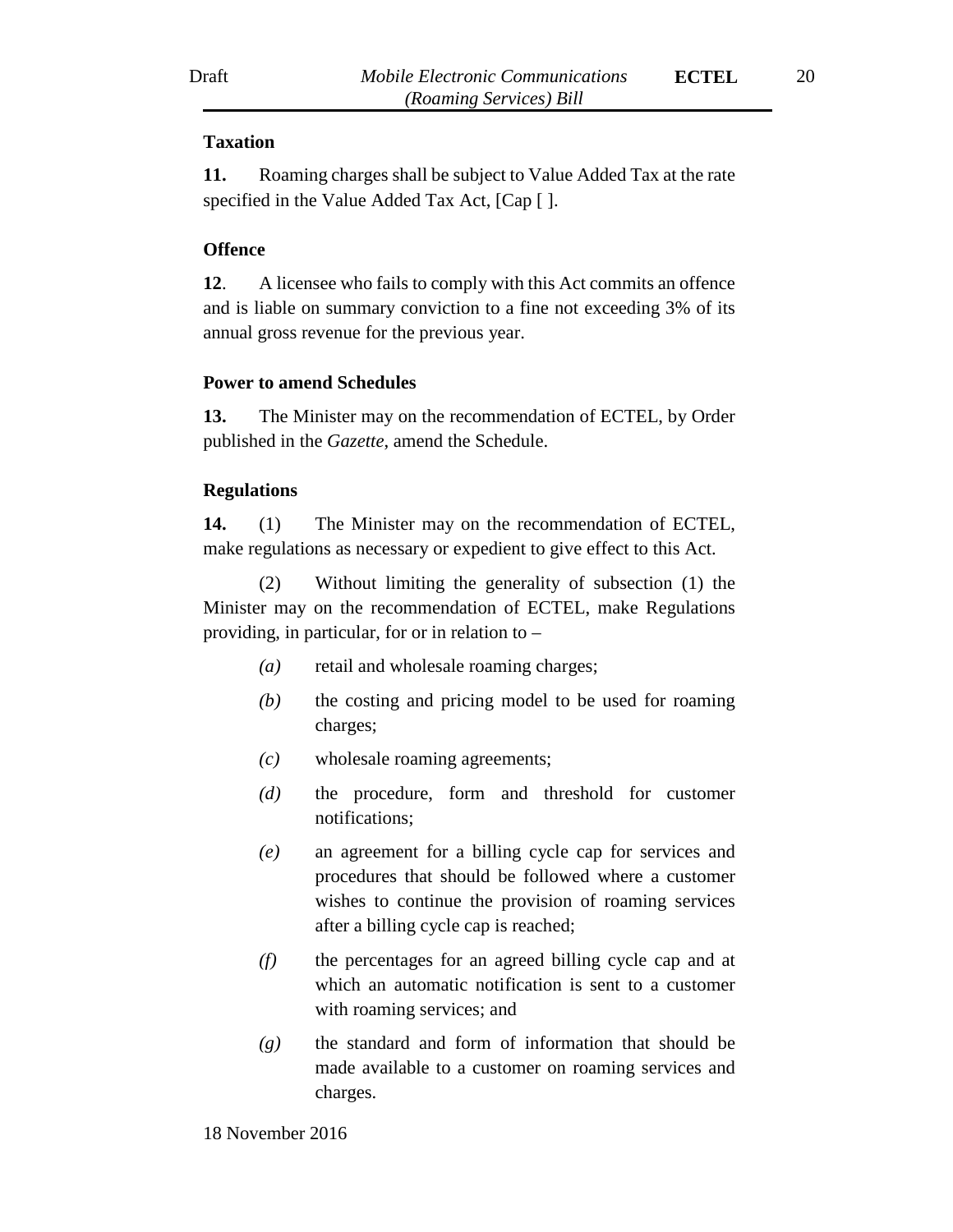**Taxation**

**11.** Roaming charges shall be subject to Value Added Tax at the rate specified in the Value Added Tax Act, [Cap [ ].

**Offence**

**12**. A licensee who fails to comply with this Act commits an offence and is liable on summary conviction to a fine not exceeding 3% of its annual gross revenue for the previous year.

**Power to amend Schedules**

**13.** The Minister may on the recommendation of ECTEL, by Order published in the *Gazette*, amend the Schedule.

**Regulations**

**14.** (1) The Minister may on the recommendation of ECTEL, make regulations as necessary or expedient to give effect to this Act.

(2) Without limiting the generality of subsection (1) the Minister may on the recommendation of ECTEL, make Regulations providing, in particular, for or in relation to –

*(a)* retail and wholesale roaming charges;

*(b)* the costing and pricing model to be used for roaming charges;

*(c)* wholesale roaming agreements;

*(d)* the procedure, form and threshold for customer notifications;

*(e)* an agreement for a billing cycle cap for services and procedures that should be followed where a customer wishes to continue the provision of roaming services after a billing cycle cap is reached;

*(f)* the percentages for an agreed billing cycle cap and at which an automatic notification is sent to a customer with roaming services; and

*(g)* the standard and form of information that should be made available to a customer on roaming services and charges.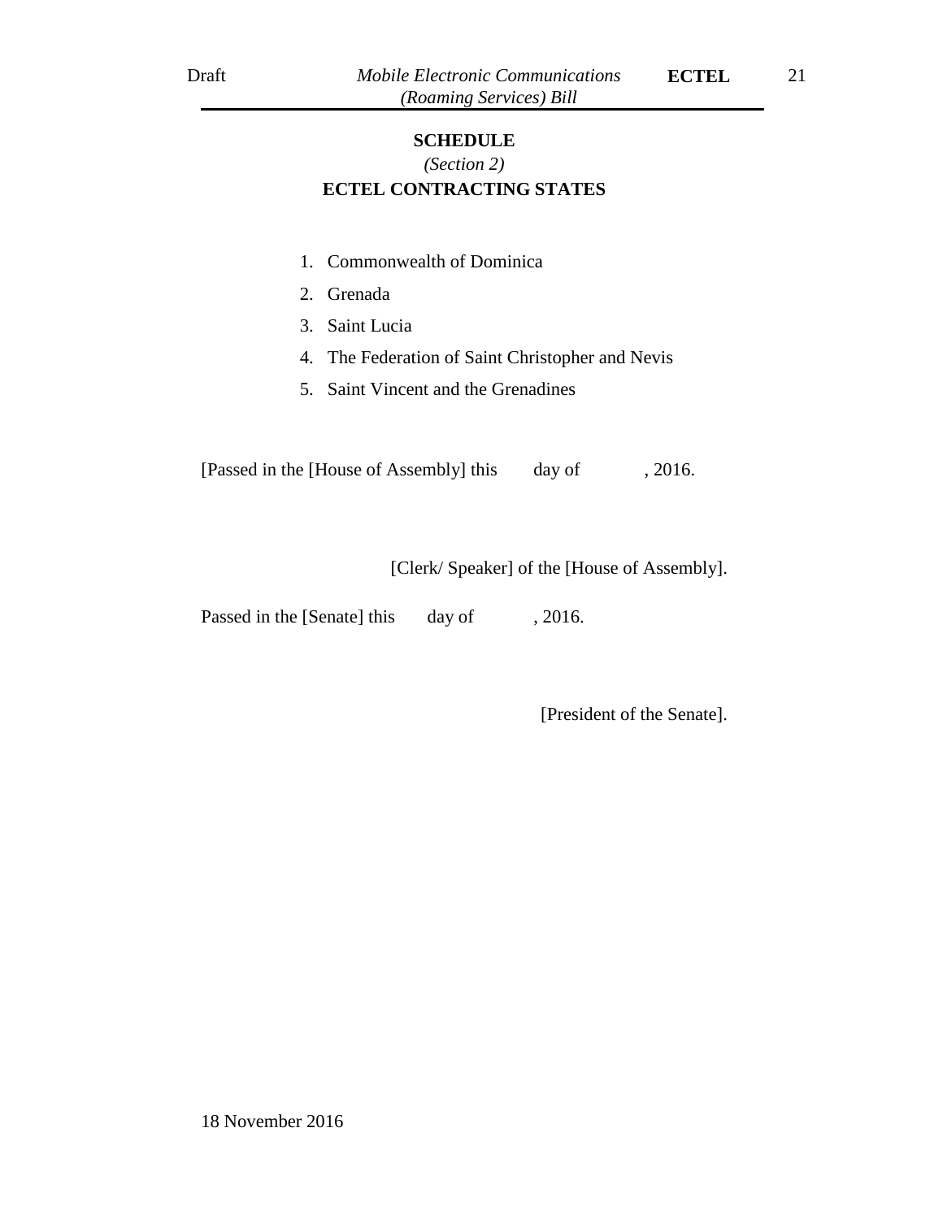## SCHEDULE

*(Section 2)*

**ECTEL CONTRACTING STATES**

1. Commonwealth of Dominica
2. Grenada
3. Saint Lucia
4. The Federation of Saint Christopher and Nevis
5. Saint Vincent and the Grenadines

[Passed in the [House of Assembly] this day of , 2016.

[Clerk/ Speaker] of the [House of Assembly].

Passed in the [Senate] this day of , 2016.

[President of the Senate].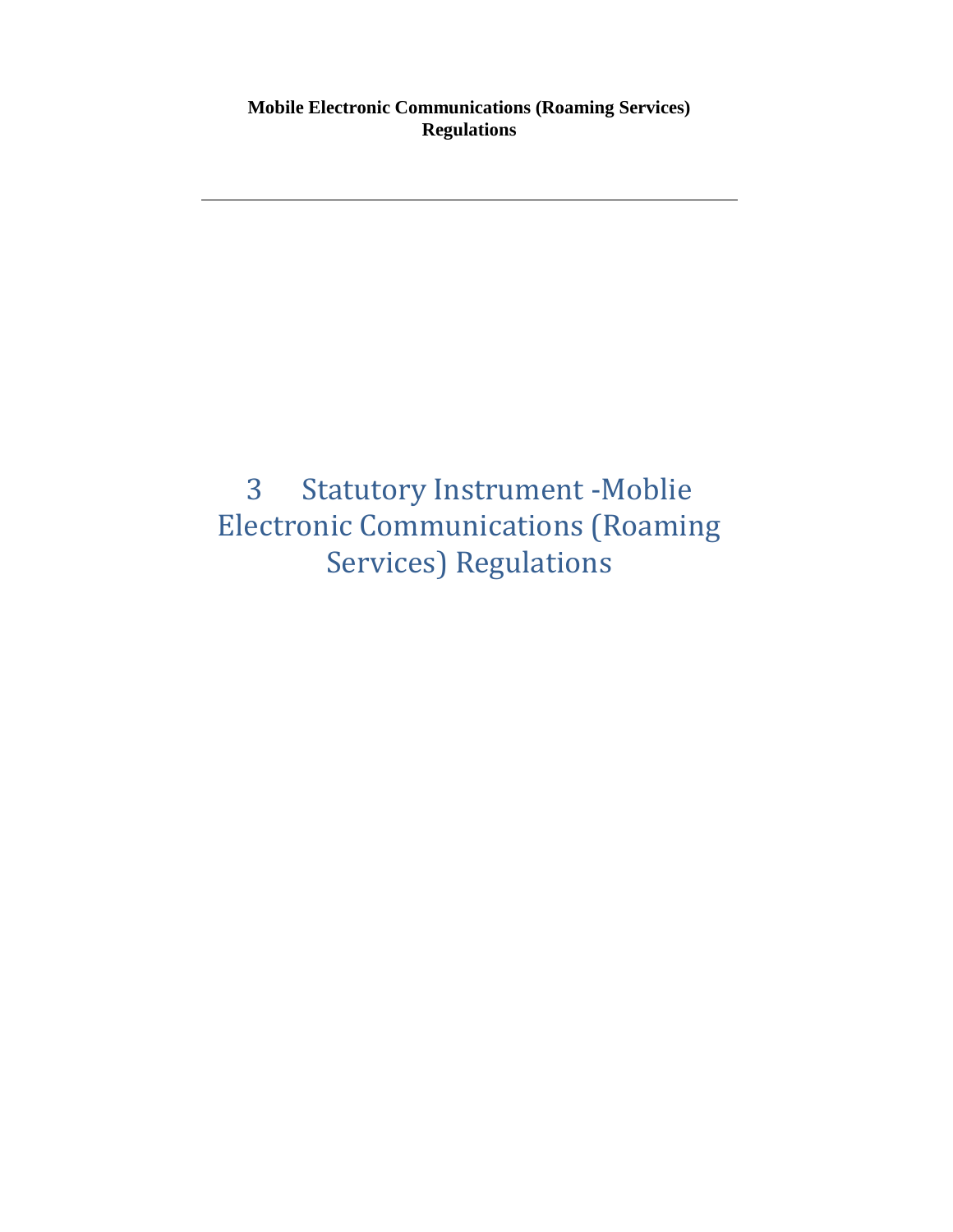# 3 Statutory Instrument -Moblie Electronic Communications (Roaming Services) Regulations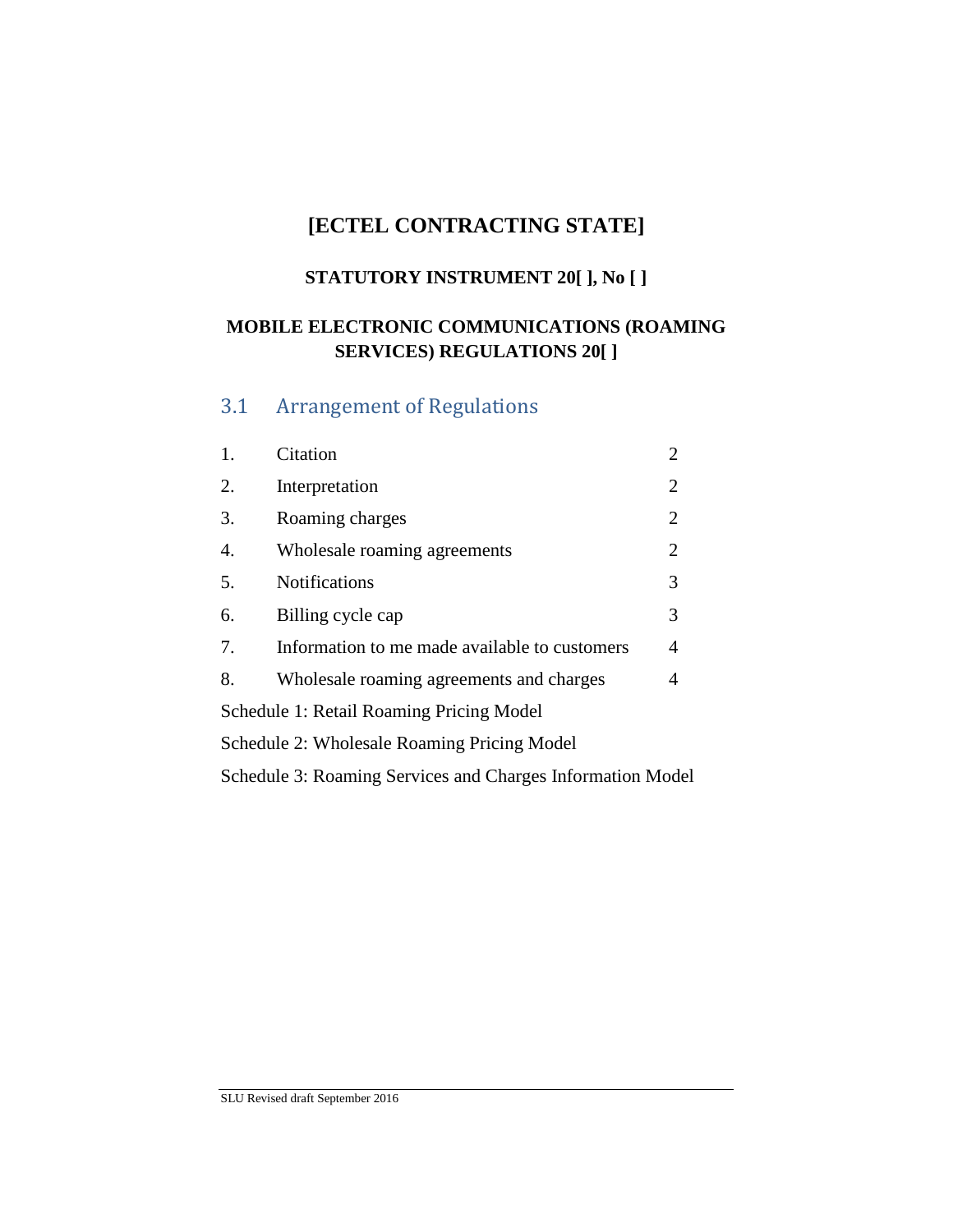# [ECTEL CONTRACTING STATE]

## STATUTORY INSTRUMENT 20[ ], No [ ]

## MOBILE ELECTRONIC COMMUNICATIONS (ROAMING SERVICES) REGULATIONS 20[ ]

### 3.1 Arrangement of Regulations

| | | |
|---|---|---|
| 1. | Citation | 2 |
| 2. | Interpretation | 2 |
| 3. | Roaming charges | 2 |
| 4. | Wholesale roaming agreements | 2 |
| 5. | Notifications | 3 |
| 6. | Billing cycle cap | 3 |
| 7. | Information to me made available to customers | 4 |
| 8. | Wholesale roaming agreements and charges | 4 |

Schedule 1: Retail Roaming Pricing Model

Schedule 2: Wholesale Roaming Pricing Model

Schedule 3: Roaming Services and Charges Information Model

SLU Revised draft September 2016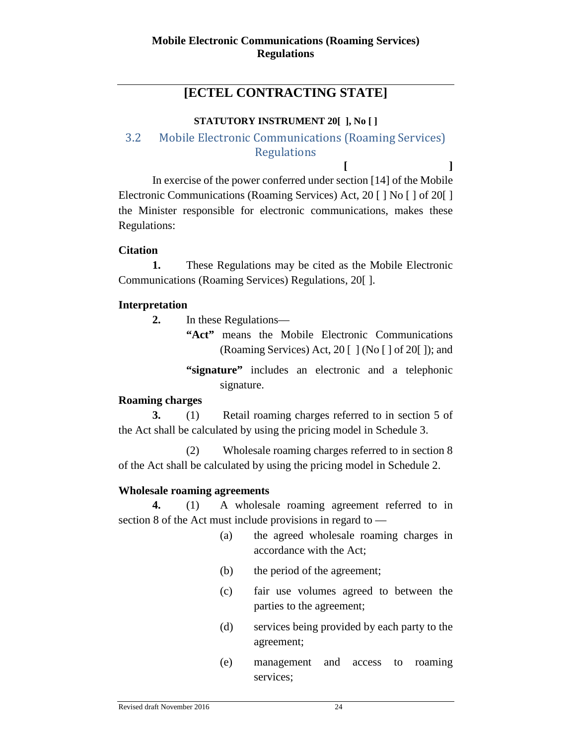**Mobile Electronic Communications (Roaming Services) Regulations**

# [ECTEL CONTRACTING STATE]

**STATUTORY INSTRUMENT 20[ ], No [ ]**

## 3.2 Mobile Electronic Communications (Roaming Services) Regulations

**[ ]**

In exercise of the power conferred under section [14] of the Mobile Electronic Communications (Roaming Services) Act, 20 [ ] No [ ] of 20[ ] the Minister responsible for electronic communications, makes these Regulations:

**Citation**

**1.** These Regulations may be cited as the Mobile Electronic Communications (Roaming Services) Regulations, 20[ ].

**Interpretation**

**2.** In these Regulations—

**"Act"** means the Mobile Electronic Communications (Roaming Services) Act, 20 [ ] (No [ ] of 20[ ]); and

**"signature"** includes an electronic and a telephonic signature.

**Roaming charges**

**3.** (1) Retail roaming charges referred to in section 5 of the Act shall be calculated by using the pricing model in Schedule 3.

(2) Wholesale roaming charges referred to in section 8 of the Act shall be calculated by using the pricing model in Schedule 2.

**Wholesale roaming agreements**

**4.** (1) A wholesale roaming agreement referred to in section 8 of the Act must include provisions in regard to —

(a) the agreed wholesale roaming charges in accordance with the Act;

(b) the period of the agreement;

(c) fair use volumes agreed to between the parties to the agreement;

(d) services being provided by each party to the agreement;

(e) management and access to roaming services;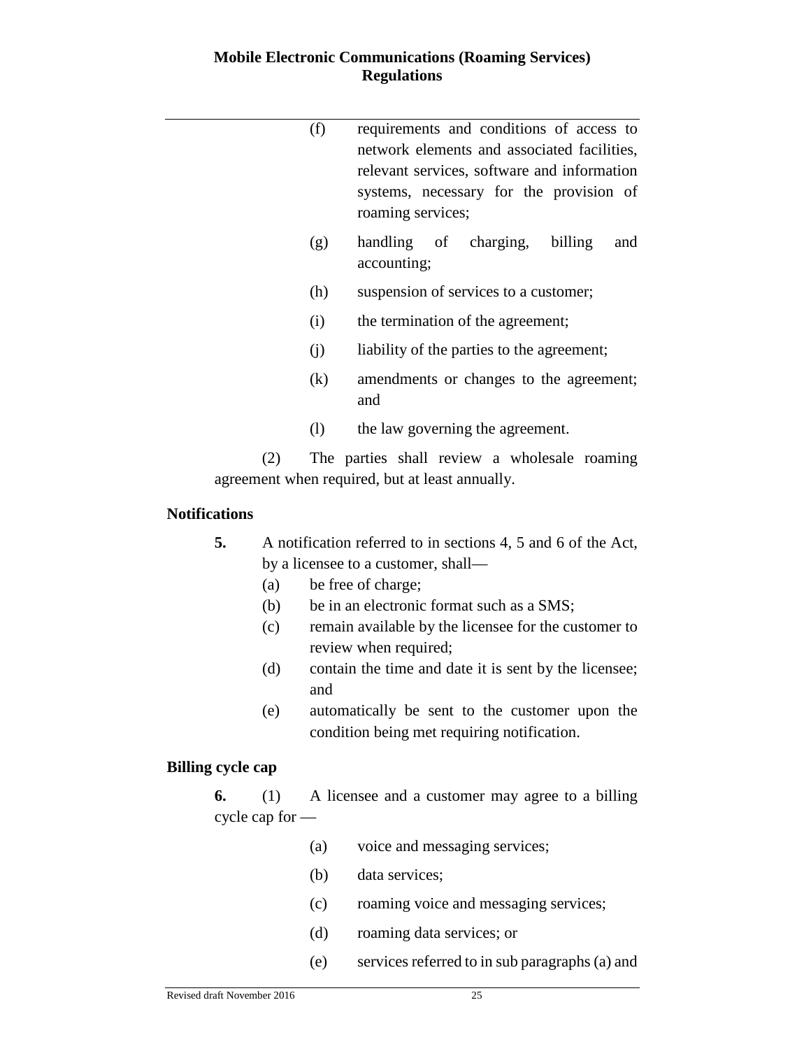(f) requirements and conditions of access to network elements and associated facilities, relevant services, software and information systems, necessary for the provision of roaming services;

(g) handling of charging, billing and accounting;

(h) suspension of services to a customer;

(i) the termination of the agreement;

(j) liability of the parties to the agreement;

(k) amendments or changes to the agreement; and

(l) the law governing the agreement.

(2) The parties shall review a wholesale roaming agreement when required, but at least annually.

**Notifications**

**5.** A notification referred to in sections 4, 5 and 6 of the Act, by a licensee to a customer, shall—

(a) be free of charge;

(b) be in an electronic format such as a SMS;

(c) remain available by the licensee for the customer to review when required;

(d) contain the time and date it is sent by the licensee; and

(e) automatically be sent to the customer upon the condition being met requiring notification.

**Billing cycle cap**

**6.** (1) A licensee and a customer may agree to a billing cycle cap for —

(a) voice and messaging services;

(b) data services;

(c) roaming voice and messaging services;

(d) roaming data services; or

(e) services referred to in sub paragraphs (a) and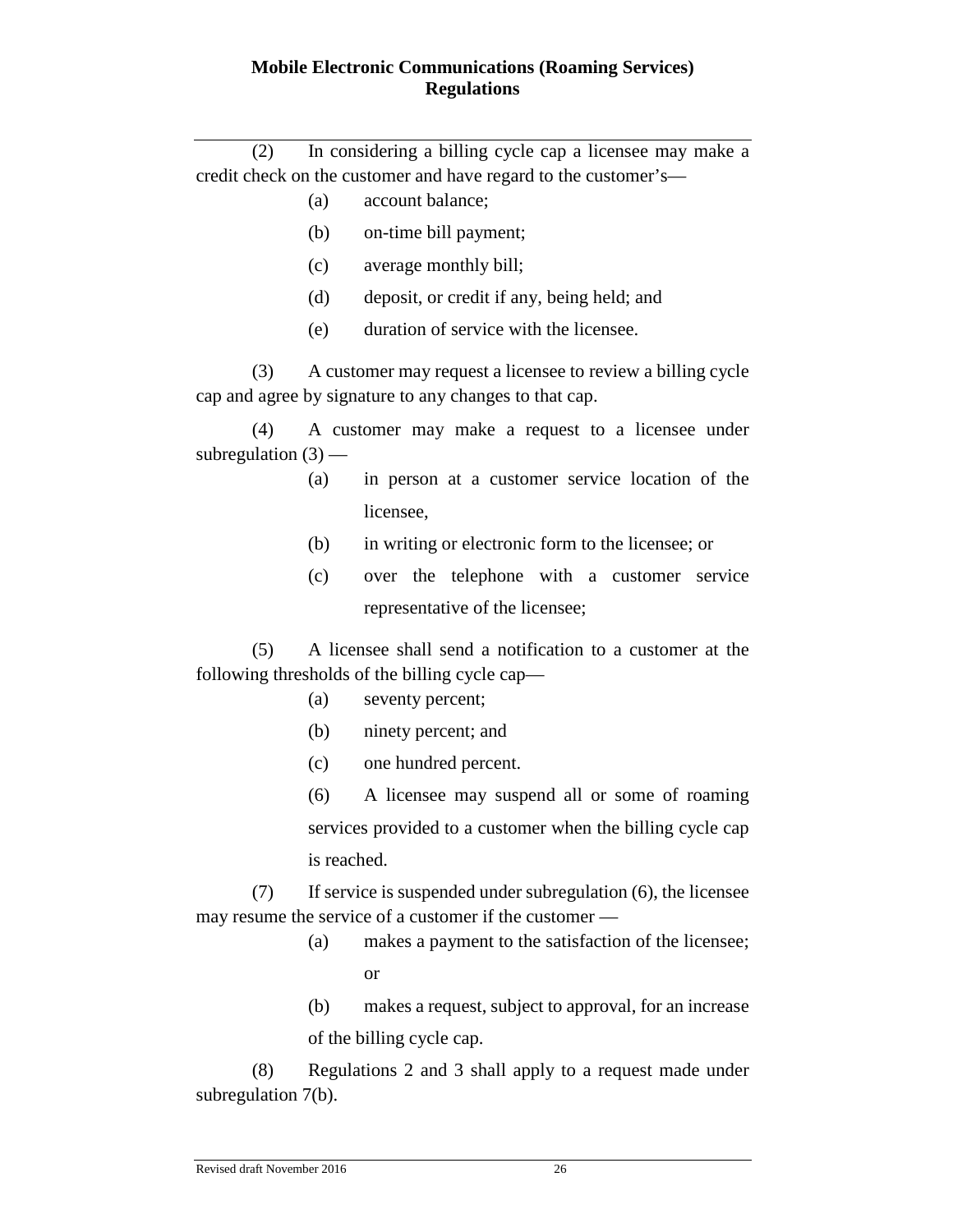(2) In considering a billing cycle cap a licensee may make a credit check on the customer and have regard to the customer's—

(a) account balance;

(b) on-time bill payment;

(c) average monthly bill;

(d) deposit, or credit if any, being held; and

(e) duration of service with the licensee.

(3) A customer may request a licensee to review a billing cycle cap and agree by signature to any changes to that cap.

(4) A customer may make a request to a licensee under subregulation (3) —

(a) in person at a customer service location of the licensee,

(b) in writing or electronic form to the licensee; or

(c) over the telephone with a customer service representative of the licensee;

(5) A licensee shall send a notification to a customer at the following thresholds of the billing cycle cap—

(a) seventy percent;

(b) ninety percent; and

(c) one hundred percent.

(6) A licensee may suspend all or some of roaming services provided to a customer when the billing cycle cap is reached.

(7) If service is suspended under subregulation (6), the licensee may resume the service of a customer if the customer —

(a) makes a payment to the satisfaction of the licensee; or

(b) makes a request, subject to approval, for an increase of the billing cycle cap.

(8) Regulations 2 and 3 shall apply to a request made under subregulation 7(b).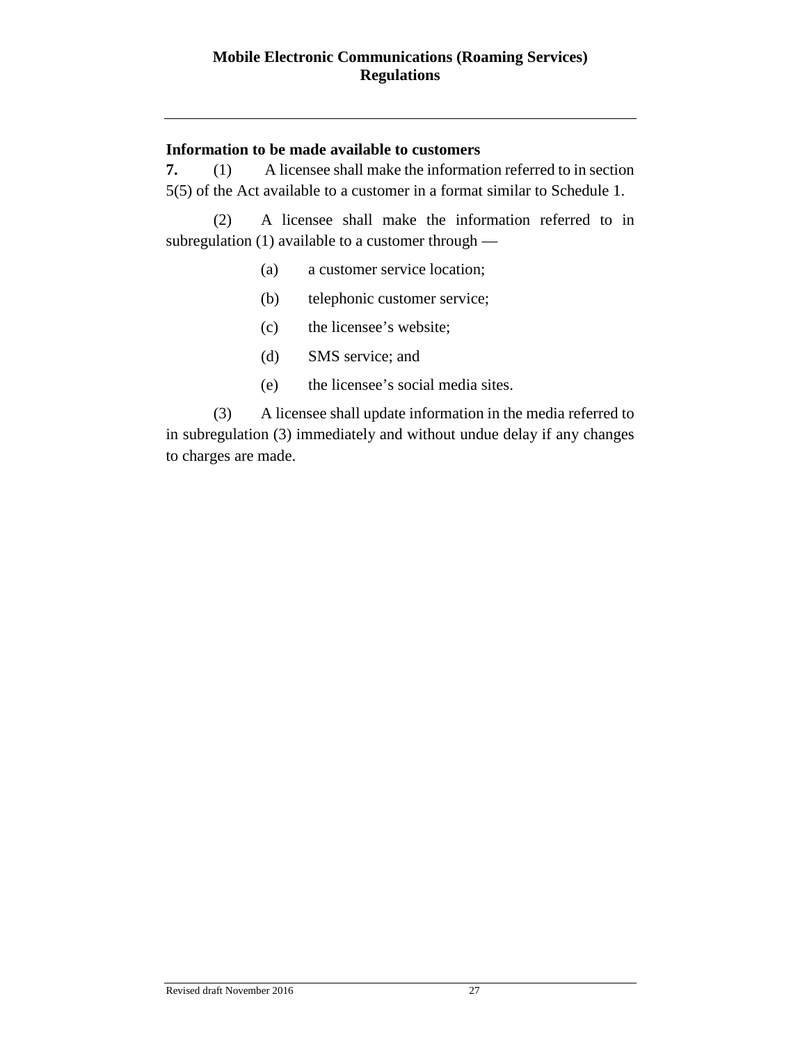### Information to be made available to customers

**7.** (1) A licensee shall make the information referred to in section 5(5) of the Act available to a customer in a format similar to Schedule 1.

(2) A licensee shall make the information referred to in subregulation (1) available to a customer through —

(a) a customer service location;

(b) telephonic customer service;

(c) the licensee's website;

(d) SMS service; and

(e) the licensee's social media sites.

(3) A licensee shall update information in the media referred to in subregulation (3) immediately and without undue delay if any changes to charges are made.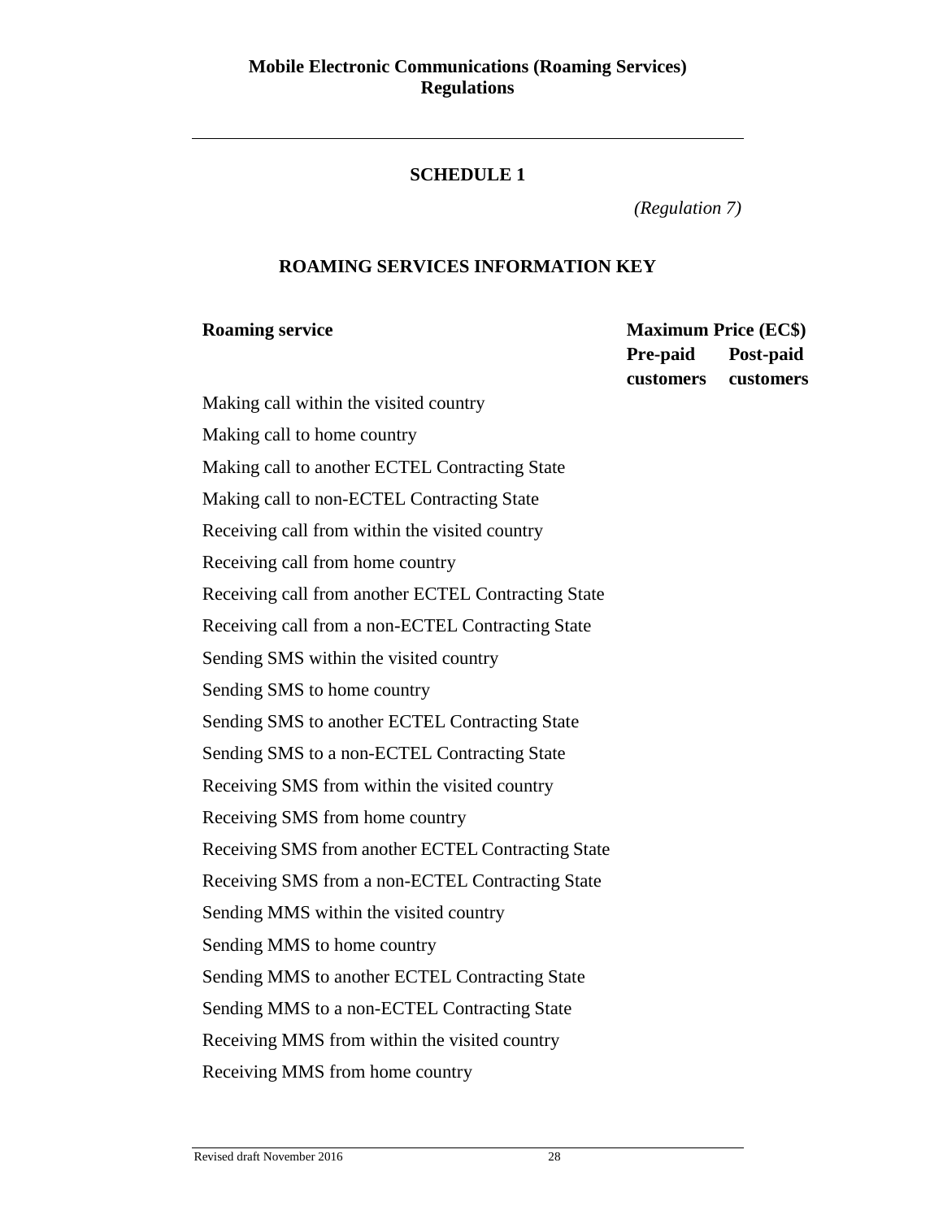## SCHEDULE 1

*(Regulation 7)*

### ROAMING SERVICES INFORMATION KEY

| Roaming service | Maximum Price (EC$) | |
|---|---|---|
| | **Pre-paid customers** | **Post-paid customers** |
| Making call within the visited country | | |
| Making call to home country | | |
| Making call to another ECTEL Contracting State | | |
| Making call to non-ECTEL Contracting State | | |
| Receiving call from within the visited country | | |
| Receiving call from home country | | |
| Receiving call from another ECTEL Contracting State | | |
| Receiving call from a non-ECTEL Contracting State | | |
| Sending SMS within the visited country | | |
| Sending SMS to home country | | |
| Sending SMS to another ECTEL Contracting State | | |
| Sending SMS to a non-ECTEL Contracting State | | |
| Receiving SMS from within the visited country | | |
| Receiving SMS from home country | | |
| Receiving SMS from another ECTEL Contracting State | | |
| Receiving SMS from a non-ECTEL Contracting State | | |
| Sending MMS within the visited country | | |
| Sending MMS to home country | | |
| Sending MMS to another ECTEL Contracting State | | |
| Sending MMS to a non-ECTEL Contracting State | | |
| Receiving MMS from within the visited country | | |
| Receiving MMS from home country | | |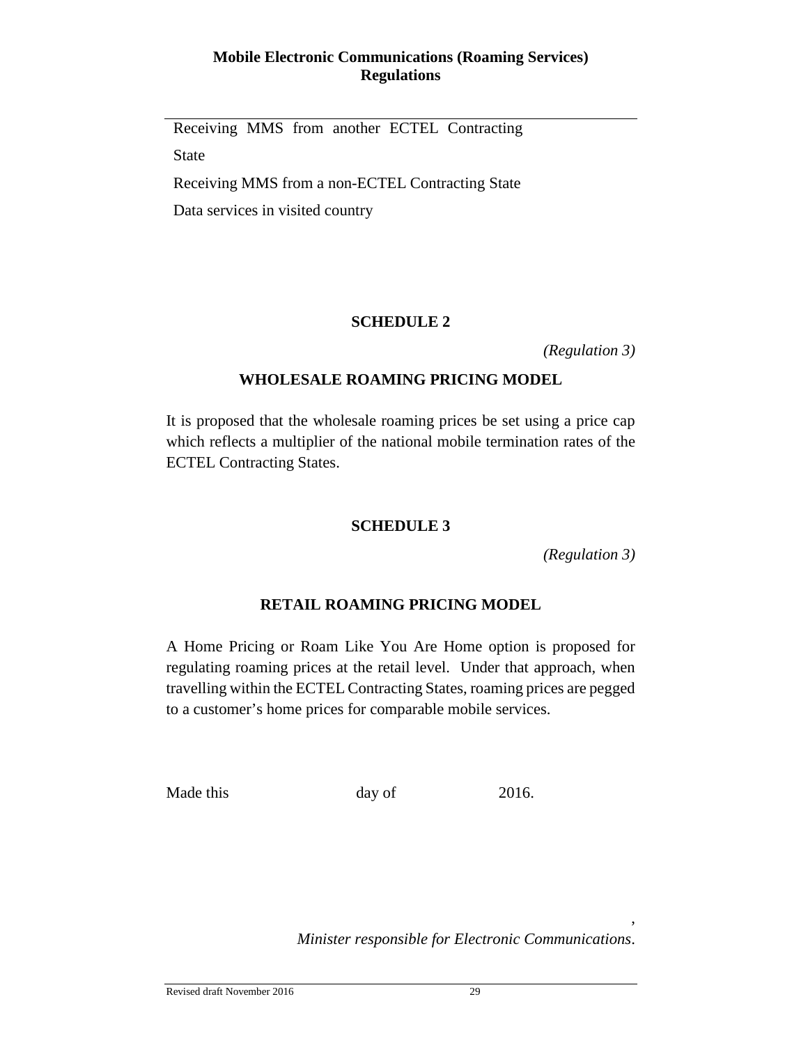Receiving MMS from another ECTEL Contracting State

Receiving MMS from a non-ECTEL Contracting State

Data services in visited country

## SCHEDULE 2

*(Regulation 3)*

### WHOLESALE ROAMING PRICING MODEL

It is proposed that the wholesale roaming prices be set using a price cap which reflects a multiplier of the national mobile termination rates of the ECTEL Contracting States.

## SCHEDULE 3

*(Regulation 3)*

### RETAIL ROAMING PRICING MODEL

A Home Pricing or Roam Like You Are Home option is proposed for regulating roaming prices at the retail level. Under that approach, when travelling within the ECTEL Contracting States, roaming prices are pegged to a customer's home prices for comparable mobile services.

Made this day of 2016.

,

*Minister responsible for Electronic Communications*.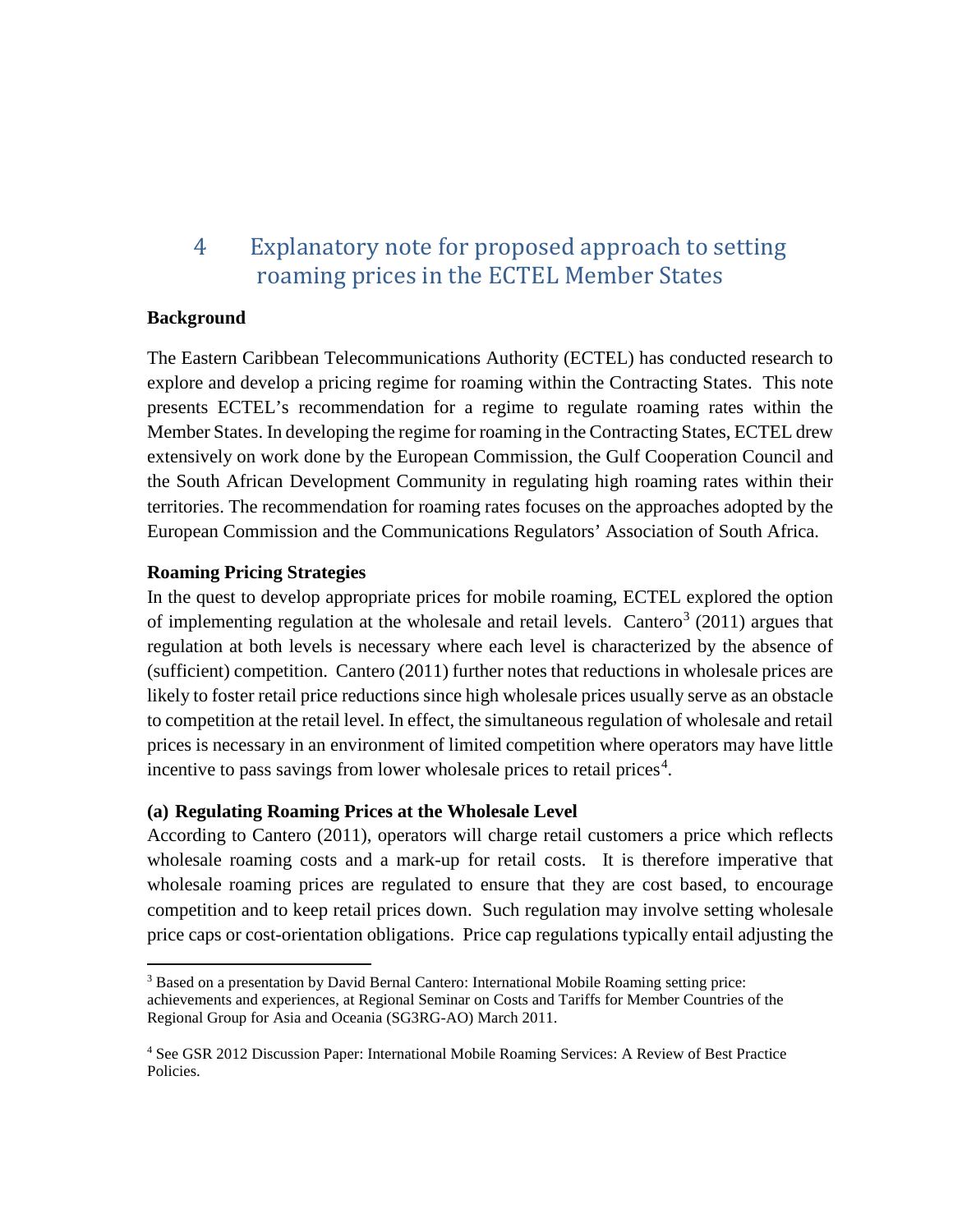# 4 Explanatory note for proposed approach to setting roaming prices in the ECTEL Member States

**Background**

The Eastern Caribbean Telecommunications Authority (ECTEL) has conducted research to explore and develop a pricing regime for roaming within the Contracting States. This note presents ECTEL's recommendation for a regime to regulate roaming rates within the Member States. In developing the regime for roaming in the Contracting States, ECTEL drew extensively on work done by the European Commission, the Gulf Cooperation Council and the South African Development Community in regulating high roaming rates within their territories. The recommendation for roaming rates focuses on the approaches adopted by the European Commission and the Communications Regulators' Association of South Africa.

**Roaming Pricing Strategies**

In the quest to develop appropriate prices for mobile roaming, ECTEL explored the option of implementing regulation at the wholesale and retail levels. Cantero[3] (2011) argues that regulation at both levels is necessary where each level is characterized by the absence of (sufficient) competition. Cantero (2011) further notes that reductions in wholesale prices are likely to foster retail price reductions since high wholesale prices usually serve as an obstacle to competition at the retail level. In effect, the simultaneous regulation of wholesale and retail prices is necessary in an environment of limited competition where operators may have little incentive to pass savings from lower wholesale prices to retail prices[4].

**(a) Regulating Roaming Prices at the Wholesale Level**

According to Cantero (2011), operators will charge retail customers a price which reflects wholesale roaming costs and a mark-up for retail costs. It is therefore imperative that wholesale roaming prices are regulated to ensure that they are cost based, to encourage competition and to keep retail prices down. Such regulation may involve setting wholesale price caps or cost-orientation obligations. Price cap regulations typically entail adjusting the

---

[3] Based on a presentation by David Bernal Cantero: International Mobile Roaming setting price: achievements and experiences, at Regional Seminar on Costs and Tariffs for Member Countries of the Regional Group for Asia and Oceania (SG3RG-AO) March 2011.

[4] See GSR 2012 Discussion Paper: International Mobile Roaming Services: A Review of Best Practice Policies.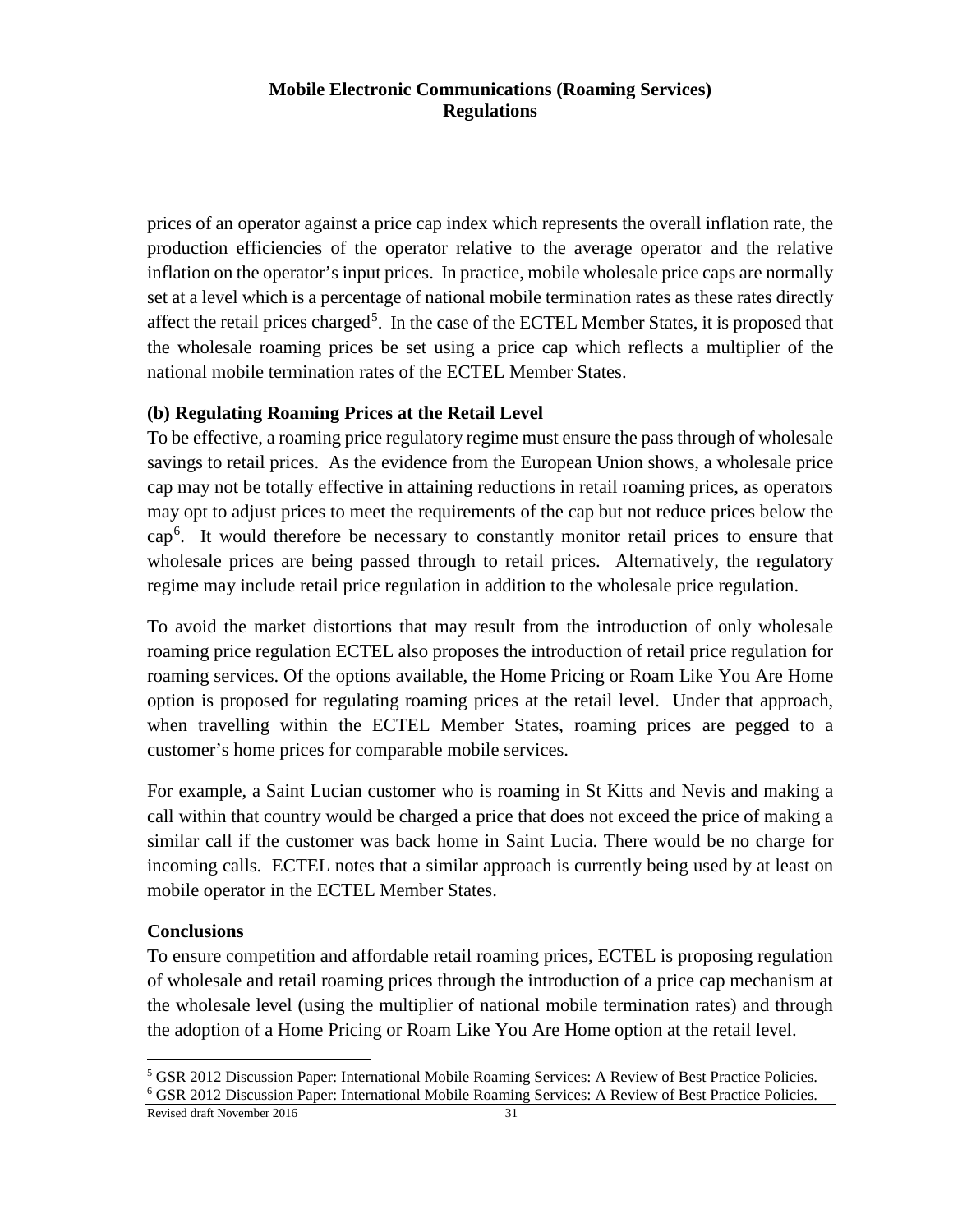prices of an operator against a price cap index which represents the overall inflation rate, the production efficiencies of the operator relative to the average operator and the relative inflation on the operator's input prices. In practice, mobile wholesale price caps are normally set at a level which is a percentage of national mobile termination rates as these rates directly affect the retail prices charged[5]. In the case of the ECTEL Member States, it is proposed that the wholesale roaming prices be set using a price cap which reflects a multiplier of the national mobile termination rates of the ECTEL Member States.

### (b) Regulating Roaming Prices at the Retail Level

To be effective, a roaming price regulatory regime must ensure the pass through of wholesale savings to retail prices. As the evidence from the European Union shows, a wholesale price cap may not be totally effective in attaining reductions in retail roaming prices, as operators may opt to adjust prices to meet the requirements of the cap but not reduce prices below the cap[6]. It would therefore be necessary to constantly monitor retail prices to ensure that wholesale prices are being passed through to retail prices. Alternatively, the regulatory regime may include retail price regulation in addition to the wholesale price regulation.

To avoid the market distortions that may result from the introduction of only wholesale roaming price regulation ECTEL also proposes the introduction of retail price regulation for roaming services. Of the options available, the Home Pricing or Roam Like You Are Home option is proposed for regulating roaming prices at the retail level. Under that approach, when travelling within the ECTEL Member States, roaming prices are pegged to a customer's home prices for comparable mobile services.

For example, a Saint Lucian customer who is roaming in St Kitts and Nevis and making a call within that country would be charged a price that does not exceed the price of making a similar call if the customer was back home in Saint Lucia. There would be no charge for incoming calls. ECTEL notes that a similar approach is currently being used by at least on mobile operator in the ECTEL Member States.

### Conclusions

To ensure competition and affordable retail roaming prices, ECTEL is proposing regulation of wholesale and retail roaming prices through the introduction of a price cap mechanism at the wholesale level (using the multiplier of national mobile termination rates) and through the adoption of a Home Pricing or Roam Like You Are Home option at the retail level.

---

[5] GSR 2012 Discussion Paper: International Mobile Roaming Services: A Review of Best Practice Policies.

[6] GSR 2012 Discussion Paper: International Mobile Roaming Services: A Review of Best Practice Policies.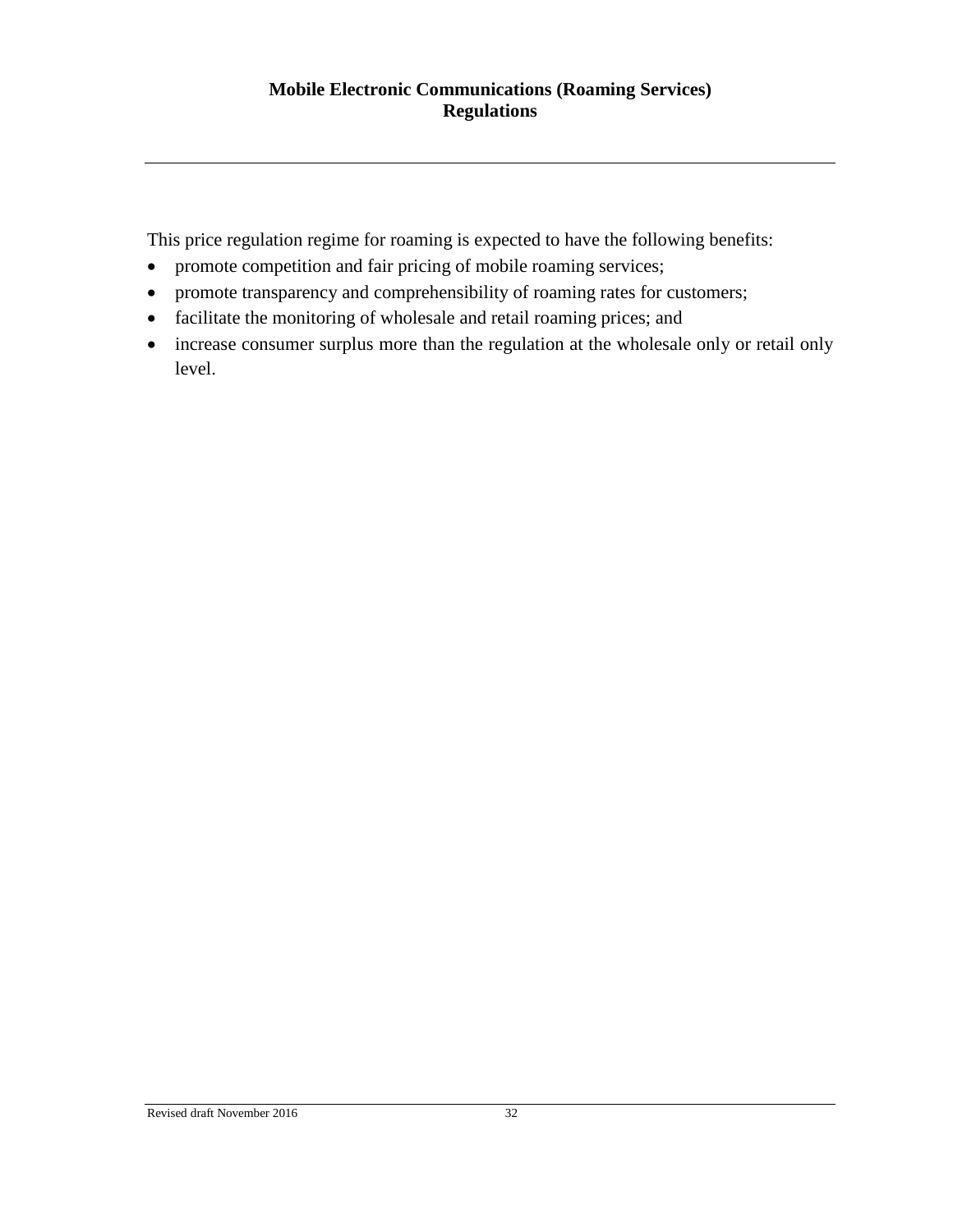This price regulation regime for roaming is expected to have the following benefits:

- promote competition and fair pricing of mobile roaming services;
- promote transparency and comprehensibility of roaming rates for customers;
- facilitate the monitoring of wholesale and retail roaming prices; and
- increase consumer surplus more than the regulation at the wholesale only or retail only level.